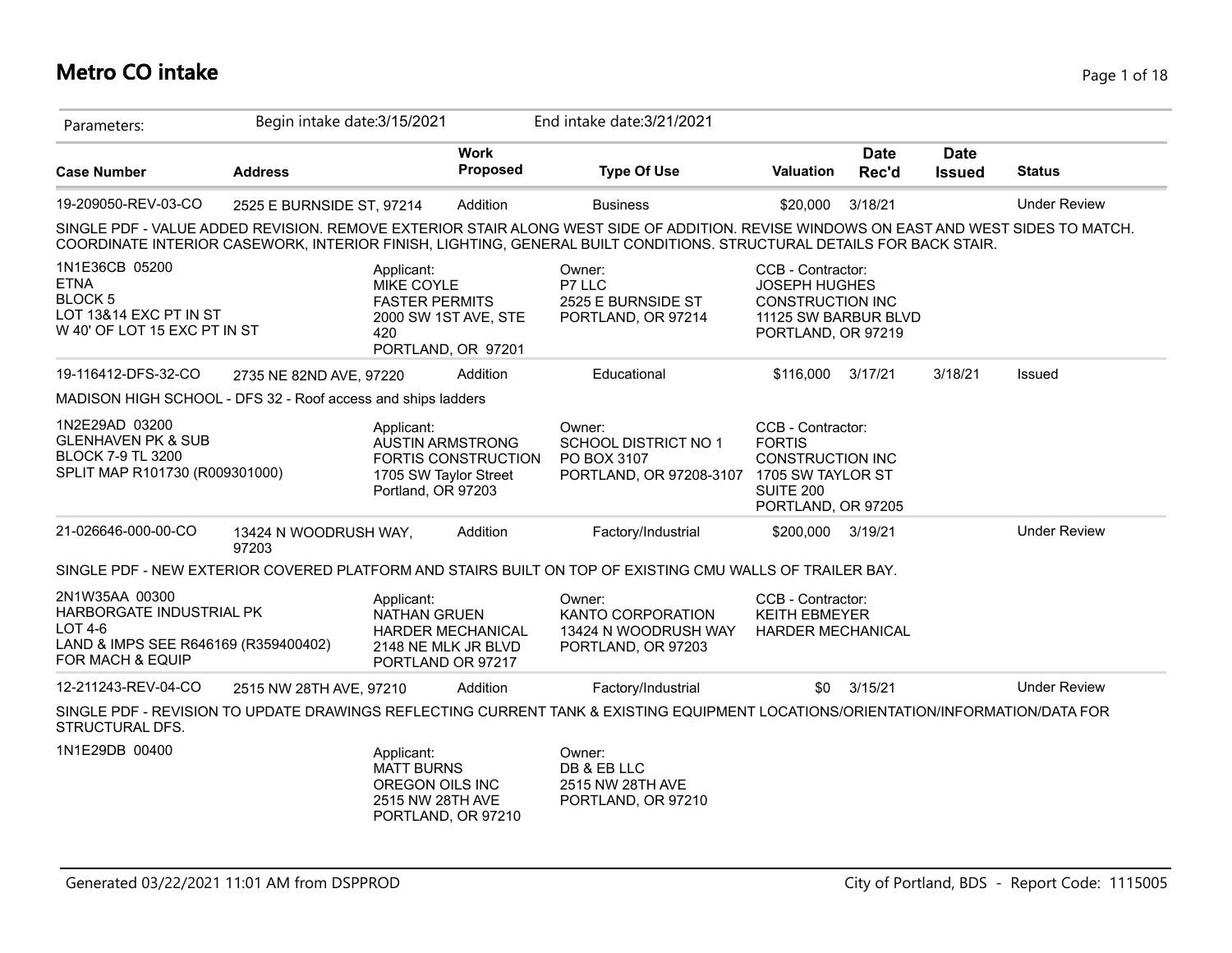# Metro CO intake

Parameters: Begin intake date:3/15/2021 End intake date:3/21/2021

| Case Number | Address | Work Proposed | Type Of Use | Valuation | Date Rec'd | Date Issued | Status |
|---|---|---|---|---|---|---|---|
| 19-209050-REV-03-CO | 2525 E BURNSIDE ST, 97214 | Addition | Business | $20,000 | 3/18/21 | | Under Review |

SINGLE PDF - VALUE ADDED REVISION. REMOVE EXTERIOR STAIR ALONG WEST SIDE OF ADDITION. REVISE WINDOWS ON EAST AND WEST SIDES TO MATCH. COORDINATE INTERIOR CASEWORK, INTERIOR FINISH, LIGHTING, GENERAL BUILT CONDITIONS. STRUCTURAL DETAILS FOR BACK STAIR.

1N1E36CB 05200
ETNA
BLOCK 5
LOT 13&14 EXC PT IN ST
W 40' OF LOT 15 EXC PT IN ST

Applicant:
MIKE COYLE
FASTER PERMITS
2000 SW 1ST AVE, STE 420
PORTLAND, OR 97201

Owner:
P7 LLC
2525 E BURNSIDE ST
PORTLAND, OR 97214

CCB - Contractor:
JOSEPH HUGHES
CONSTRUCTION INC
11125 SW BARBUR BLVD
PORTLAND, OR 97219

| Case Number | Address | Work Proposed | Type Of Use | Valuation | Date Rec'd | Date Issued | Status |
|---|---|---|---|---|---|---|---|
| 19-116412-DFS-32-CO | 2735 NE 82ND AVE, 97220 | Addition | Educational | $116,000 | 3/17/21 | 3/18/21 | Issued |

MADISON HIGH SCHOOL - DFS 32 - Roof access and ships ladders

1N2E29AD 03200
GLENHAVEN PK & SUB
BLOCK 7-9 TL 3200
SPLIT MAP R101730 (R009301000)

Applicant:
AUSTIN ARMSTRONG
FORTIS CONSTRUCTION
1705 SW Taylor Street
Portland, OR 97203

Owner:
SCHOOL DISTRICT NO 1
PO BOX 3107
PORTLAND, OR 97208-3107

CCB - Contractor:
FORTIS
CONSTRUCTION INC
1705 SW TAYLOR ST
SUITE 200
PORTLAND, OR 97205

| Case Number | Address | Work Proposed | Type Of Use | Valuation | Date Rec'd | Date Issued | Status |
|---|---|---|---|---|---|---|---|
| 21-026646-000-00-CO | 13424 N WOODRUSH WAY, 97203 | Addition | Factory/Industrial | $200,000 | 3/19/21 | | Under Review |

SINGLE PDF - NEW EXTERIOR COVERED PLATFORM AND STAIRS BUILT ON TOP OF EXISTING CMU WALLS OF TRAILER BAY.

2N1W35AA 00300
HARBORGATE INDUSTRIAL PK
LOT 4-6
LAND & IMPS SEE R646169 (R359400402)
FOR MACH & EQUIP

Applicant:
NATHAN GRUEN
HARDER MECHANICAL
2148 NE MLK JR BLVD
PORTLAND OR 97217

Owner:
KANTO CORPORATION
13424 N WOODRUSH WAY
PORTLAND, OR 97203

CCB - Contractor:
KEITH EBMEYER
HARDER MECHANICAL

| Case Number | Address | Work Proposed | Type Of Use | Valuation | Date Rec'd | Date Issued | Status |
|---|---|---|---|---|---|---|---|
| 12-211243-REV-04-CO | 2515 NW 28TH AVE, 97210 | Addition | Factory/Industrial | $0 | 3/15/21 | | Under Review |

SINGLE PDF - REVISION TO UPDATE DRAWINGS REFLECTING CURRENT TANK & EXISTING EQUIPMENT LOCATIONS/ORIENTATION/INFORMATION/DATA FOR STRUCTURAL DFS.

1N1E29DB 00400

Applicant:
MATT BURNS
OREGON OILS INC
2515 NW 28TH AVE
PORTLAND, OR 97210

Owner:
DB & EB LLC
2515 NW 28TH AVE
PORTLAND, OR 97210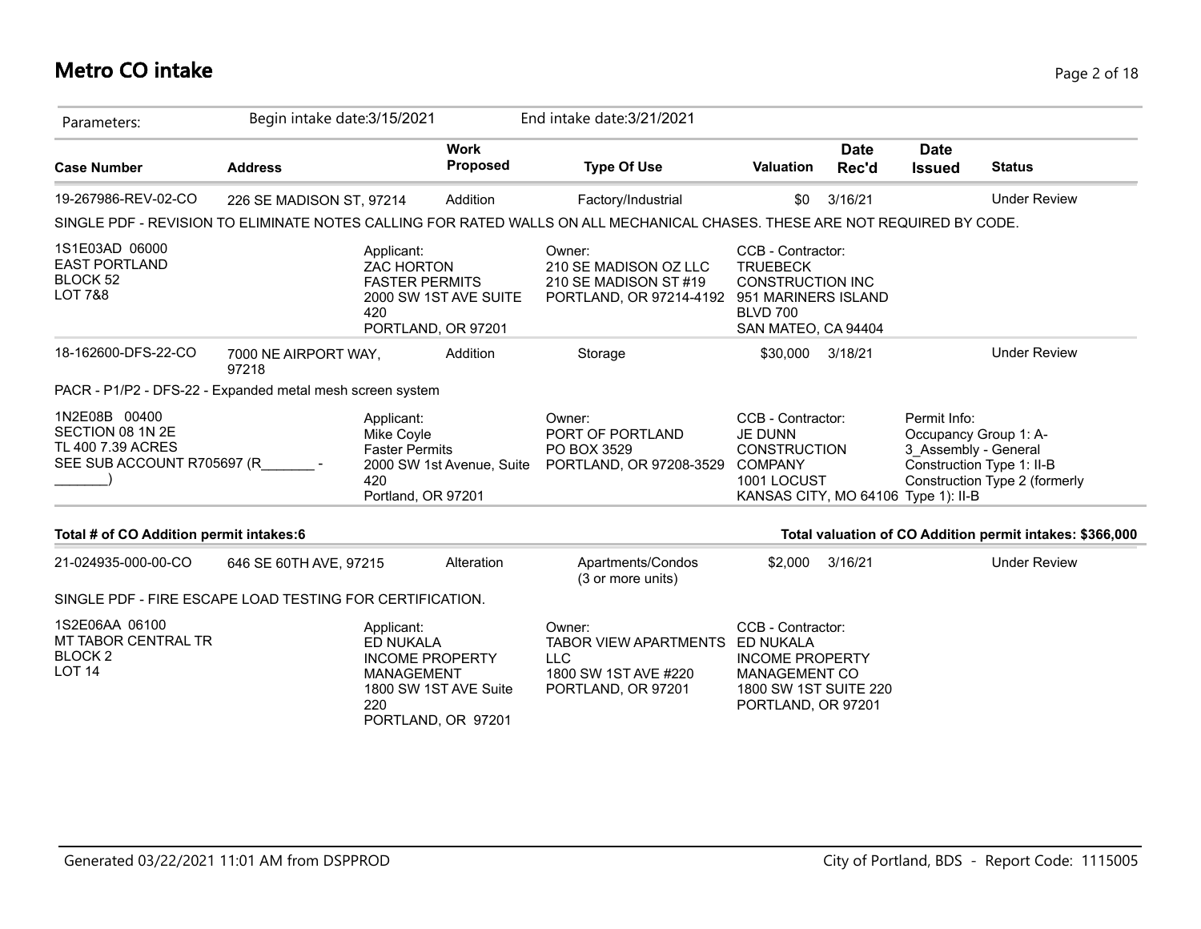# Metro CO intake

Parameters: Begin intake date:3/15/2021 End intake date:3/21/2021

| Case Number | Address | Work Proposed | Type Of Use | Valuation | Date Rec'd | Date Issued | Status |
|---|---|---|---|---|---|---|---|
| 19-267986-REV-02-CO | 226 SE MADISON ST, 97214 | Addition | Factory/Industrial | $0 | 3/16/21 | | Under Review |

SINGLE PDF - REVISION TO ELIMINATE NOTES CALLING FOR RATED WALLS ON ALL MECHANICAL CHASES. THESE ARE NOT REQUIRED BY CODE.

1S1E03AD 06000
EAST PORTLAND
BLOCK 52
LOT 7&8

Applicant:
ZAC HORTON
FASTER PERMITS
2000 SW 1ST AVE SUITE 420
PORTLAND, OR 97201

Owner:
210 SE MADISON OZ LLC
210 SE MADISON ST #19
PORTLAND, OR 97214-4192

CCB - Contractor:
TRUEBECK CONSTRUCTION INC
951 MARINERS ISLAND BLVD 700
SAN MATEO, CA 94404

| Case Number | Address | Work Proposed | Type Of Use | Valuation | Date Rec'd | Date Issued | Status |
|---|---|---|---|---|---|---|---|
| 18-162600-DFS-22-CO | 7000 NE AIRPORT WAY, 97218 | Addition | Storage | $30,000 | 3/18/21 | | Under Review |

PACR - P1/P2 - DFS-22 - Expanded metal mesh screen system

1N2E08B 00400
SECTION 08 1N 2E
TL 400 7.39 ACRES
SEE SUB ACCOUNT R705697 (R_______ - _______)

Applicant:
Mike Coyle
Faster Permits
2000 SW 1st Avenue, Suite 420
Portland, OR 97201

Owner:
PORT OF PORTLAND
PO BOX 3529
PORTLAND, OR 97208-3529

CCB - Contractor:
JE DUNN CONSTRUCTION COMPANY
1001 LOCUST
KANSAS CITY, MO 64106

Permit Info:
Occupancy Group 1: A-3_Assembly - General
Construction Type 1: II-B
Construction Type 2 (formerly Type 1): II-B

**Total # of CO Addition permit intakes:6** **Total valuation of CO Addition permit intakes: $366,000**

| Case Number | Address | Work Proposed | Type Of Use | Valuation | Date Rec'd | Date Issued | Status |
|---|---|---|---|---|---|---|---|
| 21-024935-000-00-CO | 646 SE 60TH AVE, 97215 | Alteration | Apartments/Condos (3 or more units) | $2,000 | 3/16/21 | | Under Review |

SINGLE PDF - FIRE ESCAPE LOAD TESTING FOR CERTIFICATION.

1S2E06AA 06100
MT TABOR CENTRAL TR
BLOCK 2
LOT 14

Applicant:
ED NUKALA
INCOME PROPERTY MANAGEMENT
1800 SW 1ST AVE Suite 220
PORTLAND, OR 97201

Owner:
TABOR VIEW APARTMENTS LLC
1800 SW 1ST AVE #220
PORTLAND, OR 97201

CCB - Contractor:
ED NUKALA
INCOME PROPERTY MANAGEMENT CO
1800 SW 1ST SUITE 220
PORTLAND, OR 97201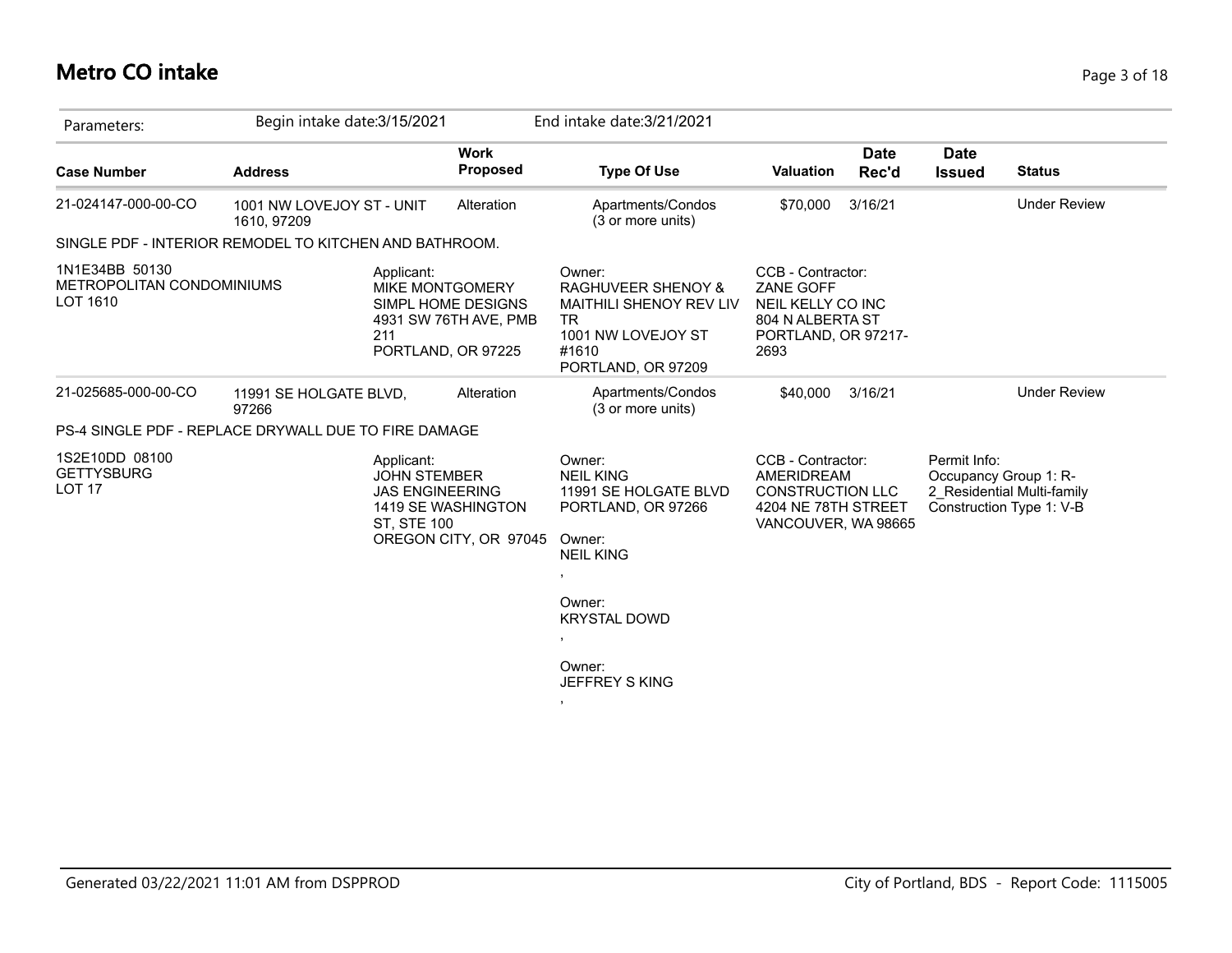# Metro CO intake

Parameters: Begin intake date:3/15/2021 End intake date:3/21/2021

| Case Number | Address | Work Proposed | Type Of Use | Valuation | Date Rec'd | Date Issued | Status |
|---|---|---|---|---|---|---|---|
| 21-024147-000-00-CO | 1001 NW LOVEJOY ST - UNIT 1610, 97209 | Alteration | Apartments/Condos (3 or more units) | $70,000 | 3/16/21 | | Under Review |

SINGLE PDF - INTERIOR REMODEL TO KITCHEN AND BATHROOM.

1N1E34BB 50130
METROPOLITAN CONDOMINIUMS
LOT 1610

Applicant:
MIKE MONTGOMERY
SIMPL HOME DESIGNS
4931 SW 76TH AVE, PMB 211
PORTLAND, OR 97225

Owner:
RAGHUVEER SHENOY & MAITHILI SHENOY REV LIV TR
1001 NW LOVEJOY ST #1610
PORTLAND, OR 97209

CCB - Contractor:
ZANE GOFF
NEIL KELLY CO INC
804 N ALBERTA ST
PORTLAND, OR 97217-2693

| Case Number | Address | Work Proposed | Type Of Use | Valuation | Date Rec'd | Date Issued | Status |
|---|---|---|---|---|---|---|---|
| 21-025685-000-00-CO | 11991 SE HOLGATE BLVD, 97266 | Alteration | Apartments/Condos (3 or more units) | $40,000 | 3/16/21 | | Under Review |

PS-4 SINGLE PDF - REPLACE DRYWALL DUE TO FIRE DAMAGE

1S2E10DD 08100
GETTYSBURG
LOT 17

Applicant:
JOHN STEMBER
JAS ENGINEERING
1419 SE WASHINGTON ST, STE 100
OREGON CITY, OR 97045

Owner:
NEIL KING
11991 SE HOLGATE BLVD
PORTLAND, OR 97266

Owner:
NEIL KING
,

Owner:
KRYSTAL DOWD
,

Owner:
JEFFREY S KING
,

CCB - Contractor:
AMERIDREAM CONSTRUCTION LLC
4204 NE 78TH STREET
VANCOUVER, WA 98665

Permit Info:
Occupancy Group 1: R-2_Residential Multi-family
Construction Type 1: V-B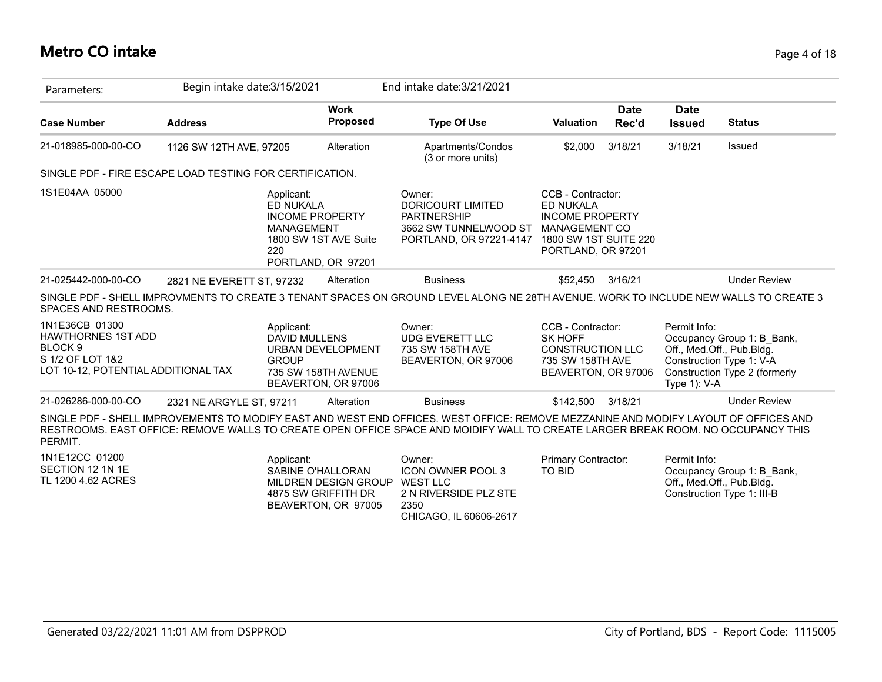# Metro CO intake

Parameters: Begin intake date:3/15/2021 End intake date:3/21/2021

| Case Number | Address | Work Proposed | Type Of Use | Valuation | Date Rec'd | Date Issued | Status |
|---|---|---|---|---|---|---|---|
| 21-018985-000-00-CO | 1126 SW 12TH AVE, 97205 | Alteration | Apartments/Condos (3 or more units) | $2,000 | 3/18/21 | 3/18/21 | Issued |

SINGLE PDF - FIRE ESCAPE LOAD TESTING FOR CERTIFICATION.

1S1E04AA 05000

Applicant:
ED NUKALA
INCOME PROPERTY MANAGEMENT
1800 SW 1ST AVE Suite 220
PORTLAND, OR 97201

Owner:
DORICOURT LIMITED PARTNERSHIP
3662 SW TUNNELWOOD ST
PORTLAND, OR 97221-4147

CCB - Contractor:
ED NUKALA
INCOME PROPERTY MANAGEMENT CO
1800 SW 1ST SUITE 220
PORTLAND, OR 97201

| Case Number | Address | Work Proposed | Type Of Use | Valuation | Date Rec'd | Date Issued | Status |
|---|---|---|---|---|---|---|---|
| 21-025442-000-00-CO | 2821 NE EVERETT ST, 97232 | Alteration | Business | $52,450 | 3/16/21 | | Under Review |

SINGLE PDF - SHELL IMPROVMENTS TO CREATE 3 TENANT SPACES ON GROUND LEVEL ALONG NE 28TH AVENUE. WORK TO INCLUDE NEW WALLS TO CREATE 3 SPACES AND RESTROOMS.

1N1E36CB 01300
HAWTHORNES 1ST ADD
BLOCK 9
S 1/2 OF LOT 1&2
LOT 10-12, POTENTIAL ADDITIONAL TAX

Applicant:
DAVID MULLENS
URBAN DEVELOPMENT GROUP
735 SW 158TH AVENUE
BEAVERTON, OR 97006

Owner:
UDG EVERETT LLC
735 SW 158TH AVE
BEAVERTON, OR 97006

CCB - Contractor:
SK HOFF CONSTRUCTION LLC
735 SW 158TH AVE
BEAVERTON, OR 97006

Permit Info:
Occupancy Group 1: B_Bank, Off., Med.Off., Pub.Bldg.
Construction Type 1: V-A
Construction Type 2 (formerly Type 1): V-A

| Case Number | Address | Work Proposed | Type Of Use | Valuation | Date Rec'd | Date Issued | Status |
|---|---|---|---|---|---|---|---|
| 21-026286-000-00-CO | 2321 NE ARGYLE ST, 97211 | Alteration | Business | $142,500 | 3/18/21 | | Under Review |

SINGLE PDF - SHELL IMPROVEMENTS TO MODIFY EAST AND WEST END OFFICES. WEST OFFICE: REMOVE MEZZANINE AND MODIFY LAYOUT OF OFFICES AND RESTROOMS. EAST OFFICE: REMOVE WALLS TO CREATE OPEN OFFICE SPACE AND MOIDIFY WALL TO CREATE LARGER BREAK ROOM. NO OCCUPANCY THIS PERMIT.

1N1E12CC 01200
SECTION 12 1N 1E
TL 1200 4.62 ACRES

Applicant:
SABINE O'HALLORAN
MILDREN DESIGN GROUP
4875 SW GRIFFITH DR
BEAVERTON, OR 97005

Owner:
ICON OWNER POOL 3 WEST LLC
2 N RIVERSIDE PLZ STE 2350
CHICAGO, IL 60606-2617

Primary Contractor:
TO BID

Permit Info:
Occupancy Group 1: B_Bank, Off., Med.Off., Pub.Bldg.
Construction Type 1: III-B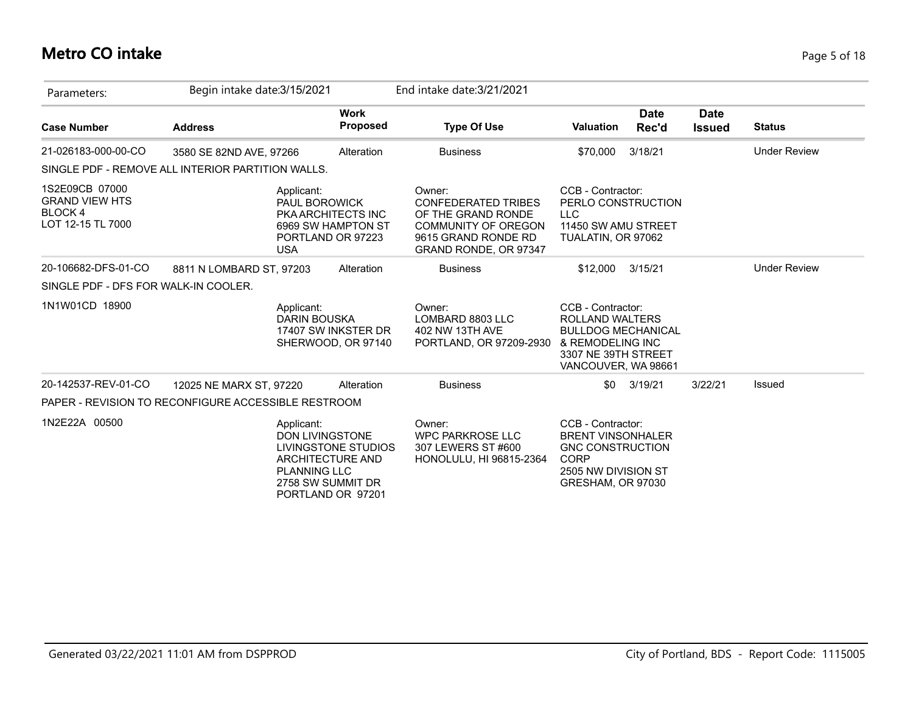# Metro CO intake

| Parameters: | Begin intake date:3/15/2021 | | End intake date:3/21/2021 | | | | |
|---|---|---|---|---|---|---|---|
| **Case Number** | **Address** | **Work Proposed** | **Type Of Use** | **Valuation** | **Date Rec'd** | **Date Issued** | **Status** |
| 21-026183-000-00-CO | 3580 SE 82ND AVE, 97266 | Alteration | Business | $70,000 | 3/18/21 | | Under Review |
| SINGLE PDF - REMOVE ALL INTERIOR PARTITION WALLS. | | | | | | | |
| 1S2E09CB 07000 GRAND VIEW HTS BLOCK 4 LOT 12-15 TL 7000 | | Applicant: PAUL BOROWICK PKA ARCHITECTS INC 6969 SW HAMPTON ST PORTLAND OR 97223 USA | Owner: CONFEDERATED TRIBES OF THE GRAND RONDE COMMUNITY OF OREGON 9615 GRAND RONDE RD GRAND RONDE, OR 97347 | CCB - Contractor: PERLO CONSTRUCTION LLC 11450 SW AMU STREET TUALATIN, OR 97062 | | | |
| 20-106682-DFS-01-CO | 8811 N LOMBARD ST, 97203 | Alteration | Business | $12,000 | 3/15/21 | | Under Review |
| SINGLE PDF - DFS FOR WALK-IN COOLER. | | | | | | | |
| 1N1W01CD 18900 | | Applicant: DARIN BOUSKA 17407 SW INKSTER DR SHERWOOD, OR 97140 | Owner: LOMBARD 8803 LLC 402 NW 13TH AVE PORTLAND, OR 97209-2930 | CCB - Contractor: ROLLAND WALTERS BULLDOG MECHANICAL & REMODELING INC 3307 NE 39TH STREET VANCOUVER, WA 98661 | | | |
| 20-142537-REV-01-CO | 12025 NE MARX ST, 97220 | Alteration | Business | $0 | 3/19/21 | 3/22/21 | Issued |
| PAPER - REVISION TO RECONFIGURE ACCESSIBLE RESTROOM | | | | | | | |
| 1N2E22A 00500 | | Applicant: DON LIVINGSTONE LIVINGSTONE STUDIOS ARCHITECTURE AND PLANNING LLC 2758 SW SUMMIT DR PORTLAND OR 97201 | Owner: WPC PARKROSE LLC 307 LEWERS ST #600 HONOLULU, HI 96815-2364 | CCB - Contractor: BRENT VINSONHALER GNC CONSTRUCTION CORP 2505 NW DIVISION ST GRESHAM, OR 97030 | | | |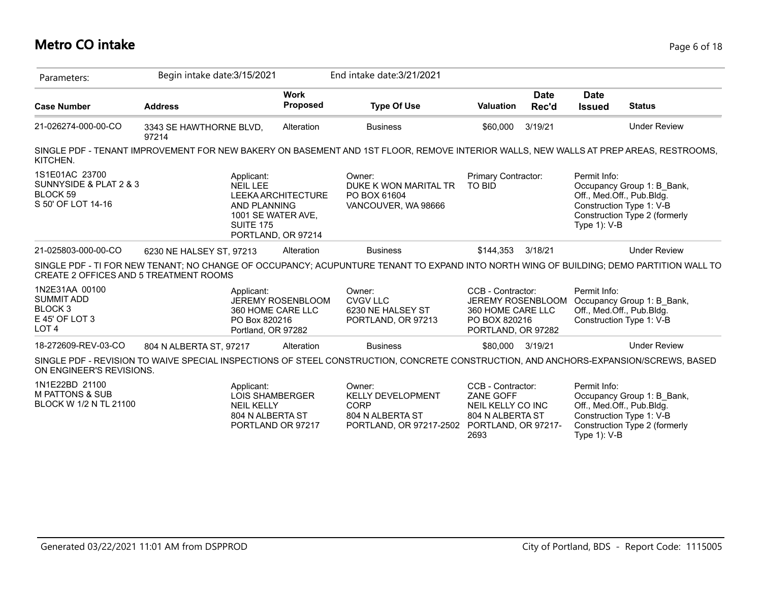# Metro CO intake

| Parameters: | Begin intake date:3/15/2021 | | End intake date:3/21/2021 | | | | |
|---|---|---|---|---|---|---|---|
| **Case Number** | **Address** | **Work Proposed** | **Type Of Use** | **Valuation** | **Date Rec'd** | **Date Issued** | **Status** |
| 21-026274-000-00-CO | 3343 SE HAWTHORNE BLVD, 97214 | Alteration | Business | $60,000 | 3/19/21 | | Under Review |

SINGLE PDF - TENANT IMPROVEMENT FOR NEW BAKERY ON BASEMENT AND 1ST FLOOR, REMOVE INTERIOR WALLS, NEW WALLS AT PREP AREAS, RESTROOMS, KITCHEN.

1S1E01AC 23700
SUNNYSIDE & PLAT 2 & 3
BLOCK 59
S 50' OF LOT 14-16

Applicant:
NEIL LEE
LEEKA ARCHITECTURE AND PLANNING
1001 SE WATER AVE, SUITE 175
PORTLAND, OR 97214

Owner:
DUKE K WON MARITAL TR
PO BOX 61604
VANCOUVER, WA 98666

Primary Contractor:
TO BID

Permit Info:
Occupancy Group 1: B_Bank, Off., Med.Off., Pub.Bldg.
Construction Type 1: V-B
Construction Type 2 (formerly Type 1): V-B

| Case Number | Address | Work Proposed | Type Of Use | Valuation | Date Rec'd | Date Issued | Status |
|---|---|---|---|---|---|---|---|
| 21-025803-000-00-CO | 6230 NE HALSEY ST, 97213 | Alteration | Business | $144,353 | 3/18/21 | | Under Review |

SINGLE PDF - TI FOR NEW TENANT; NO CHANGE OF OCCUPANCY; ACUPUNTURE TENANT TO EXPAND INTO NORTH WING OF BUILDING; DEMO PARTITION WALL TO CREATE 2 OFFICES AND 5 TREATMENT ROOMS

1N2E31AA 00100
SUMMIT ADD
BLOCK 3
E 45' OF LOT 3
LOT 4

Applicant:
JEREMY ROSENBLOOM
360 HOME CARE LLC
PO Box 820216
Portland, OR 97282

Owner:
CVGV LLC
6230 NE HALSEY ST
PORTLAND, OR 97213

CCB - Contractor:
JEREMY ROSENBLOOM
360 HOME CARE LLC
PO BOX 820216
PORTLAND, OR 97282

Permit Info:
Occupancy Group 1: B_Bank, Off., Med.Off., Pub.Bldg.
Construction Type 1: V-B

| Case Number | Address | Work Proposed | Type Of Use | Valuation | Date Rec'd | Date Issued | Status |
|---|---|---|---|---|---|---|---|
| 18-272609-REV-03-CO | 804 N ALBERTA ST, 97217 | Alteration | Business | $80,000 | 3/19/21 | | Under Review |

SINGLE PDF - REVISION TO WAIVE SPECIAL INSPECTIONS OF STEEL CONSTRUCTION, CONCRETE CONSTRUCTION, AND ANCHORS-EXPANSION/SCREWS, BASED ON ENGINEER'S REVISIONS.

1N1E22BD 21100
M PATTONS & SUB
BLOCK W 1/2 N TL 21100

Applicant:
LOIS SHAMBERGER
NEIL KELLY
804 N ALBERTA ST
PORTLAND OR 97217

Owner:
KELLY DEVELOPMENT CORP
804 N ALBERTA ST
PORTLAND, OR 97217-2502

CCB - Contractor:
ZANE GOFF
NEIL KELLY CO INC
804 N ALBERTA ST
PORTLAND, OR 97217-2693

Permit Info:
Occupancy Group 1: B_Bank, Off., Med.Off., Pub.Bldg.
Construction Type 1: V-B
Construction Type 2 (formerly Type 1): V-B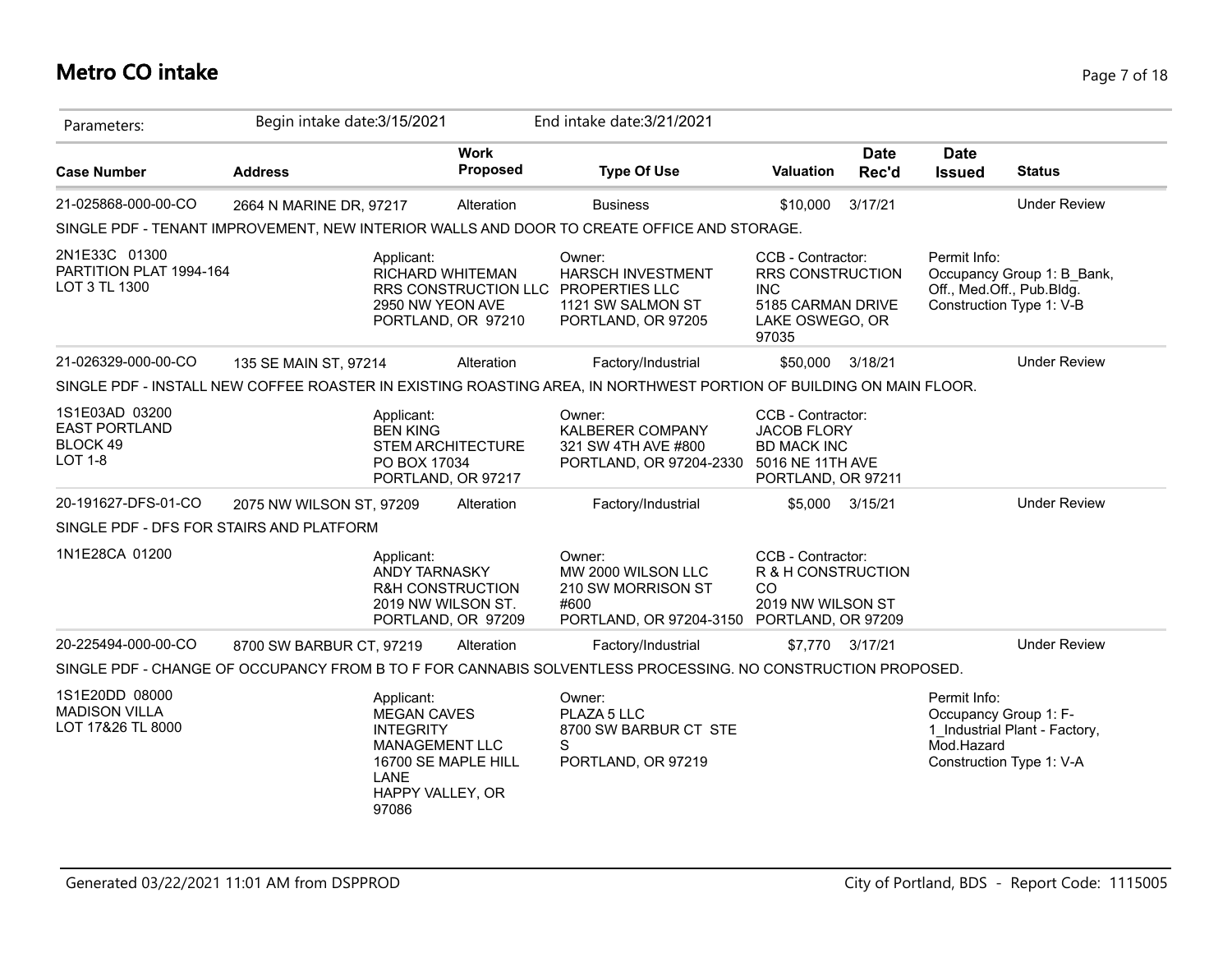# Metro CO intake

Parameters: Begin intake date:3/15/2021 End intake date:3/21/2021

| Case Number | Address | Work Proposed | Type Of Use | Valuation | Date Rec'd | Date Issued | Status |
|---|---|---|---|---|---|---|---|
| 21-025868-000-00-CO | 2664 N MARINE DR, 97217 | Alteration | Business | $10,000 | 3/17/21 | | Under Review |

SINGLE PDF - TENANT IMPROVEMENT, NEW INTERIOR WALLS AND DOOR TO CREATE OFFICE AND STORAGE.

2N1E33C 01300
PARTITION PLAT 1994-164
LOT 3 TL 1300

Applicant:
RICHARD WHITEMAN
RRS CONSTRUCTION LLC
2950 NW YEON AVE
PORTLAND, OR 97210

Owner:
HARSCH INVESTMENT PROPERTIES LLC
1121 SW SALMON ST
PORTLAND, OR 97205

CCB - Contractor:
RRS CONSTRUCTION INC
5185 CARMAN DRIVE
LAKE OSWEGO, OR 97035

Permit Info:
Occupancy Group 1: B_Bank, Off., Med.Off., Pub.Bldg.
Construction Type 1: V-B

| Case Number | Address | Work Proposed | Type Of Use | Valuation | Date Rec'd | Date Issued | Status |
|---|---|---|---|---|---|---|---|
| 21-026329-000-00-CO | 135 SE MAIN ST, 97214 | Alteration | Factory/Industrial | $50,000 | 3/18/21 | | Under Review |

SINGLE PDF - INSTALL NEW COFFEE ROASTER IN EXISTING ROASTING AREA, IN NORTHWEST PORTION OF BUILDING ON MAIN FLOOR.

1S1E03AD 03200
EAST PORTLAND
BLOCK 49
LOT 1-8

Applicant:
BEN KING
STEM ARCHITECTURE
PO BOX 17034
PORTLAND, OR 97217

Owner:
KALBERER COMPANY
321 SW 4TH AVE #800
PORTLAND, OR 97204-2330

CCB - Contractor:
JACOB FLORY
BD MACK INC
5016 NE 11TH AVE
PORTLAND, OR 97211

| Case Number | Address | Work Proposed | Type Of Use | Valuation | Date Rec'd | Date Issued | Status |
|---|---|---|---|---|---|---|---|
| 20-191627-DFS-01-CO | 2075 NW WILSON ST, 97209 | Alteration | Factory/Industrial | $5,000 | 3/15/21 | | Under Review |

SINGLE PDF - DFS FOR STAIRS AND PLATFORM

1N1E28CA 01200

Applicant:
ANDY TARNASKY
R&H CONSTRUCTION
2019 NW WILSON ST.
PORTLAND, OR 97209

Owner:
MW 2000 WILSON LLC
210 SW MORRISON ST #600
PORTLAND, OR 97204-3150

CCB - Contractor:
R & H CONSTRUCTION CO
2019 NW WILSON ST
PORTLAND, OR 97209

| Case Number | Address | Work Proposed | Type Of Use | Valuation | Date Rec'd | Date Issued | Status |
|---|---|---|---|---|---|---|---|
| 20-225494-000-00-CO | 8700 SW BARBUR CT, 97219 | Alteration | Factory/Industrial | $7,770 | 3/17/21 | | Under Review |

SINGLE PDF - CHANGE OF OCCUPANCY FROM B TO F FOR CANNABIS SOLVENTLESS PROCESSING. NO CONSTRUCTION PROPOSED.

1S1E20DD 08000
MADISON VILLA
LOT 17&26 TL 8000

Applicant:
MEGAN CAVES
INTEGRITY MANAGEMENT LLC
16700 SE MAPLE HILL LANE
HAPPY VALLEY, OR 97086

Owner:
PLAZA 5 LLC
8700 SW BARBUR CT STE S
PORTLAND, OR 97219

Permit Info:
Occupancy Group 1: F-1_Industrial Plant - Factory, Mod.Hazard
Construction Type 1: V-A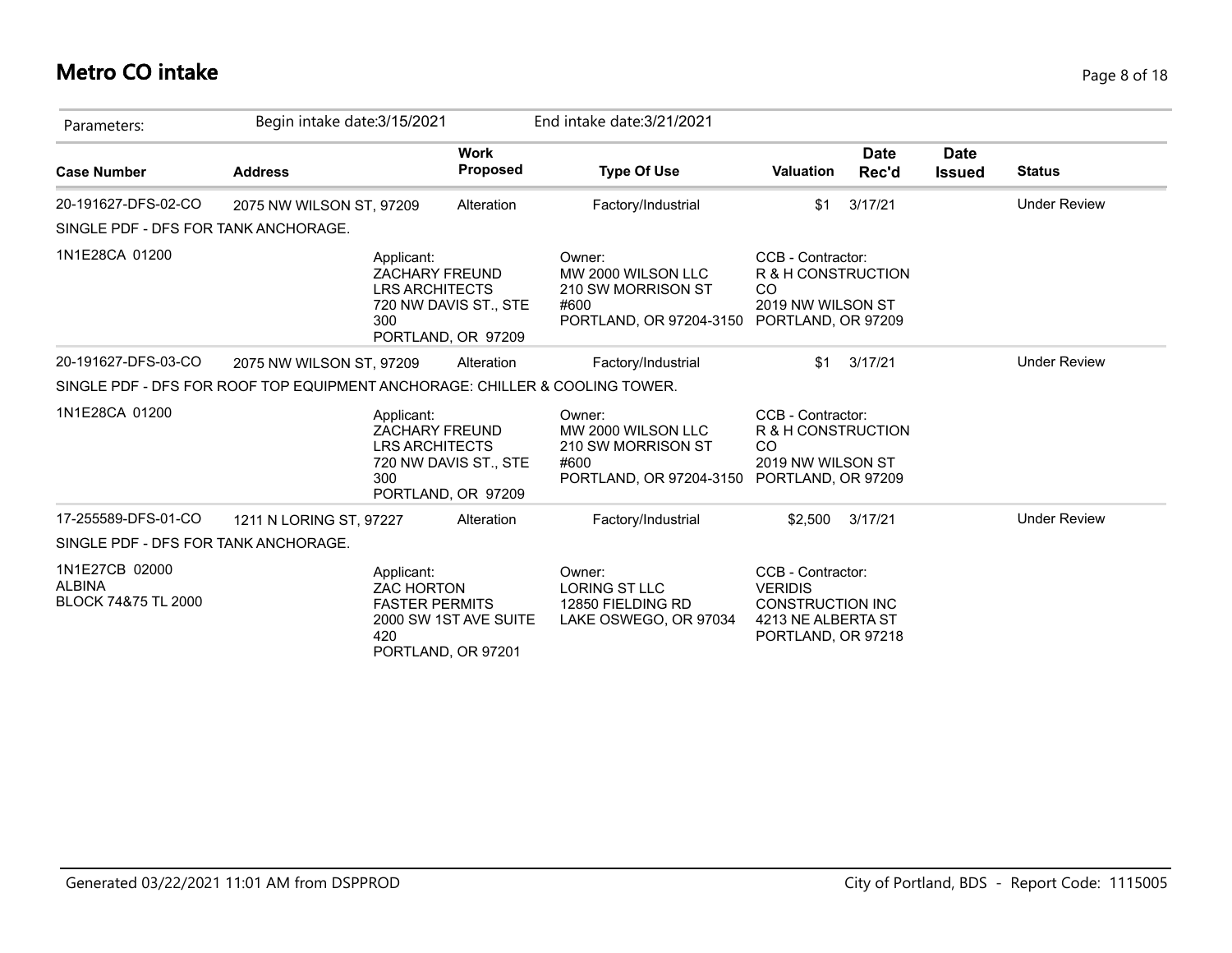# Metro CO intake

| Parameters: | Begin intake date:3/15/2021 | | End intake date:3/21/2021 | | | | |
|---|---|---|---|---|---|---|---|
| **Case Number** | **Address** | **Work Proposed** | **Type Of Use** | **Valuation** | **Date Rec'd** | **Date Issued** | **Status** |
| 20-191627-DFS-02-CO | 2075 NW WILSON ST, 97209 | Alteration | Factory/Industrial | $1 | 3/17/21 | | Under Review |
| SINGLE PDF - DFS FOR TANK ANCHORAGE. | | | | | | | |
| 1N1E28CA 01200 | Applicant: ZACHARY FREUND LRS ARCHITECTS 720 NW DAVIS ST., STE 300 PORTLAND, OR 97209 | | Owner: MW 2000 WILSON LLC 210 SW MORRISON ST #600 PORTLAND, OR 97204-3150 | CCB - Contractor: R & H CONSTRUCTION CO 2019 NW WILSON ST PORTLAND, OR 97209 | | | |
| 20-191627-DFS-03-CO | 2075 NW WILSON ST, 97209 | Alteration | Factory/Industrial | $1 | 3/17/21 | | Under Review |
| SINGLE PDF - DFS FOR ROOF TOP EQUIPMENT ANCHORAGE: CHILLER & COOLING TOWER. | | | | | | | |
| 1N1E28CA 01200 | Applicant: ZACHARY FREUND LRS ARCHITECTS 720 NW DAVIS ST., STE 300 PORTLAND, OR 97209 | | Owner: MW 2000 WILSON LLC 210 SW MORRISON ST #600 PORTLAND, OR 97204-3150 | CCB - Contractor: R & H CONSTRUCTION CO 2019 NW WILSON ST PORTLAND, OR 97209 | | | |
| 17-255589-DFS-01-CO | 1211 N LORING ST, 97227 | Alteration | Factory/Industrial | $2,500 | 3/17/21 | | Under Review |
| SINGLE PDF - DFS FOR TANK ANCHORAGE. | | | | | | | |
| 1N1E27CB 02000 ALBINA BLOCK 74&75 TL 2000 | Applicant: ZAC HORTON FASTER PERMITS 2000 SW 1ST AVE SUITE 420 PORTLAND, OR 97201 | | Owner: LORING ST LLC 12850 FIELDING RD LAKE OSWEGO, OR 97034 | CCB - Contractor: VERIDIS CONSTRUCTION INC 4213 NE ALBERTA ST PORTLAND, OR 97218 | | | |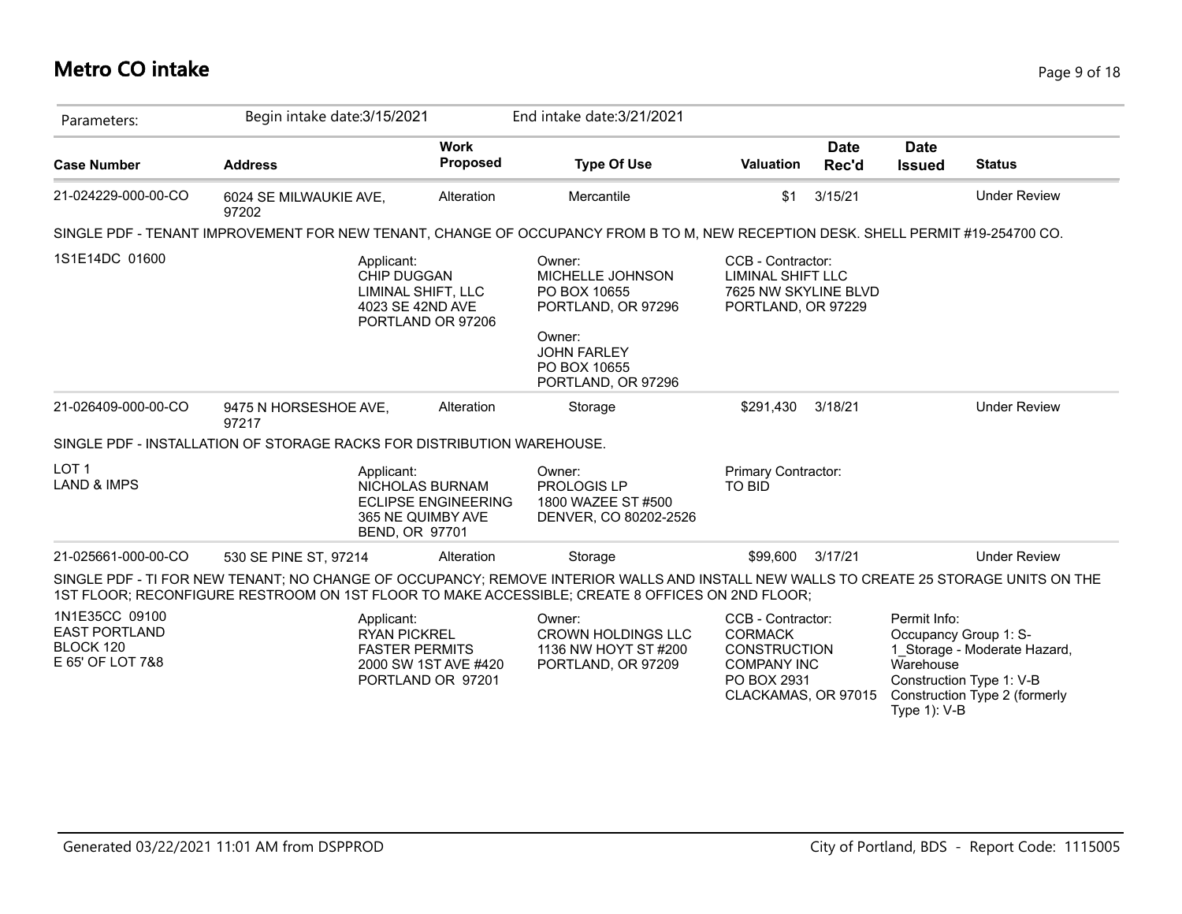# Metro CO intake

Parameters: Begin intake date:3/15/2021 End intake date:3/21/2021

| Case Number | Address | Work Proposed | Type Of Use | Valuation | Date Rec'd | Date Issued | Status |
|---|---|---|---|---|---|---|---|
| 21-024229-000-00-CO | 6024 SE MILWAUKIE AVE, 97202 | Alteration | Mercantile | $1 | 3/15/21 | | Under Review |

SINGLE PDF - TENANT IMPROVEMENT FOR NEW TENANT, CHANGE OF OCCUPANCY FROM B TO M, NEW RECEPTION DESK. SHELL PERMIT #19-254700 CO.

1S1E14DC 01600

Applicant:
CHIP DUGGAN
LIMINAL SHIFT, LLC
4023 SE 42ND AVE
PORTLAND OR 97206

Owner:
MICHELLE JOHNSON
PO BOX 10655
PORTLAND, OR 97296

Owner:
JOHN FARLEY
PO BOX 10655
PORTLAND, OR 97296

CCB - Contractor:
LIMINAL SHIFT LLC
7625 NW SKYLINE BLVD
PORTLAND, OR 97229

| Case Number | Address | Work Proposed | Type Of Use | Valuation | Date Rec'd | Date Issued | Status |
|---|---|---|---|---|---|---|---|
| 21-026409-000-00-CO | 9475 N HORSESHOE AVE, 97217 | Alteration | Storage | $291,430 | 3/18/21 | | Under Review |

SINGLE PDF - INSTALLATION OF STORAGE RACKS FOR DISTRIBUTION WAREHOUSE.

LOT 1
LAND & IMPS

Applicant:
NICHOLAS BURNAM
ECLIPSE ENGINEERING
365 NE QUIMBY AVE
BEND, OR 97701

Owner:
PROLOGIS LP
1800 WAZEE ST #500
DENVER, CO 80202-2526

Primary Contractor:
TO BID

| Case Number | Address | Work Proposed | Type Of Use | Valuation | Date Rec'd | Date Issued | Status |
|---|---|---|---|---|---|---|---|
| 21-025661-000-00-CO | 530 SE PINE ST, 97214 | Alteration | Storage | $99,600 | 3/17/21 | | Under Review |

SINGLE PDF - TI FOR NEW TENANT; NO CHANGE OF OCCUPANCY; REMOVE INTERIOR WALLS AND INSTALL NEW WALLS TO CREATE 25 STORAGE UNITS ON THE 1ST FLOOR; RECONFIGURE RESTROOM ON 1ST FLOOR TO MAKE ACCESSIBLE; CREATE 8 OFFICES ON 2ND FLOOR;

1N1E35CC 09100
EAST PORTLAND
BLOCK 120
E 65' OF LOT 7&8

Applicant:
RYAN PICKREL
FASTER PERMITS
2000 SW 1ST AVE #420
PORTLAND OR 97201

Owner:
CROWN HOLDINGS LLC
1136 NW HOYT ST #200
PORTLAND, OR 97209

CCB - Contractor:
CORMACK CONSTRUCTION COMPANY INC
PO BOX 2931
CLACKAMAS, OR 97015

Permit Info:
Occupancy Group 1: S-1_Storage - Moderate Hazard, Warehouse
Construction Type 1: V-B
Construction Type 2 (formerly Type 1): V-B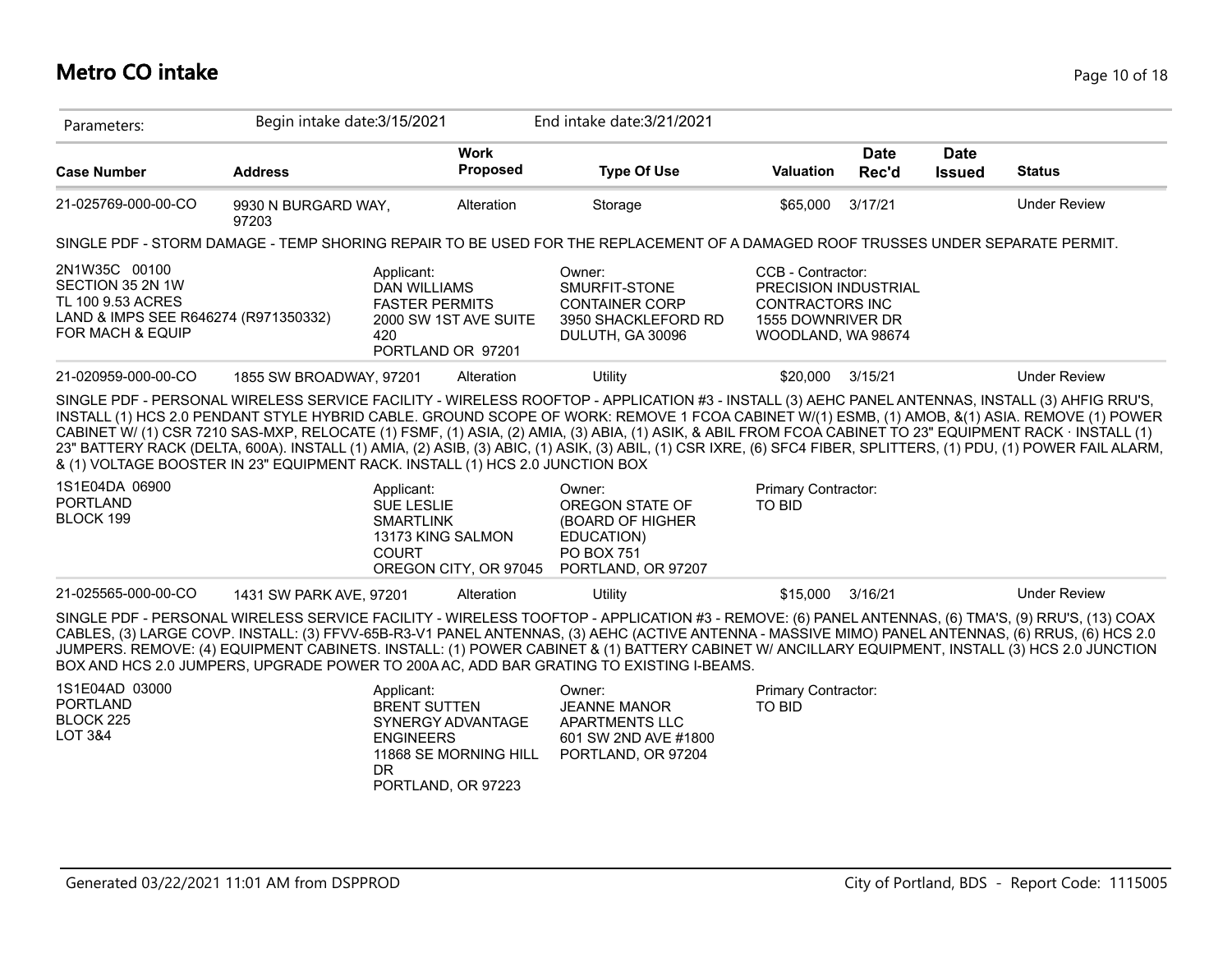# Metro CO intake

| Parameters: | Begin intake date:3/15/2021 | | End intake date:3/21/2021 | | | | |
|---|---|---|---|---|---|---|---|
| **Case Number** | **Address** | **Work Proposed** | **Type Of Use** | **Valuation** | **Date Rec'd** | **Date Issued** | **Status** |
| 21-025769-000-00-CO | 9930 N BURGARD WAY, 97203 | Alteration | Storage | $65,000 | 3/17/21 | | Under Review |

SINGLE PDF - STORM DAMAGE - TEMP SHORING REPAIR TO BE USED FOR THE REPLACEMENT OF A DAMAGED ROOF TRUSSES UNDER SEPARATE PERMIT.

2N1W35C 00100
SECTION 35 2N 1W
TL 100 9.53 ACRES
LAND & IMPS SEE R646274 (R971350332)
FOR MACH & EQUIP

Applicant:
DAN WILLIAMS
FASTER PERMITS
2000 SW 1ST AVE SUITE 420
PORTLAND OR 97201

Owner:
SMURFIT-STONE CONTAINER CORP
3950 SHACKLEFORD RD
DULUTH, GA 30096

CCB - Contractor:
PRECISION INDUSTRIAL CONTRACTORS INC
1555 DOWNRIVER DR
WOODLAND, WA 98674

| Case Number | Address | Work Proposed | Type Of Use | Valuation | Date Rec'd | Date Issued | Status |
|---|---|---|---|---|---|---|---|
| 21-020959-000-00-CO | 1855 SW BROADWAY, 97201 | Alteration | Utility | $20,000 | 3/15/21 | | Under Review |

SINGLE PDF - PERSONAL WIRELESS SERVICE FACILITY - WIRELESS ROOFTOP - APPLICATION #3 - INSTALL (3) AEHC PANEL ANTENNAS, INSTALL (3) AHFIG RRU'S, INSTALL (1) HCS 2.0 PENDANT STYLE HYBRID CABLE. GROUND SCOPE OF WORK: REMOVE 1 FCOA CABINET W/(1) ESMB, (1) AMOB, &(1) ASIA. REMOVE (1) POWER CABINET W/ (1) CSR 7210 SAS-MXP, RELOCATE (1) FSMF, (1) ASIA, (2) AMIA, (3) ABIA, (1) ASIK, & ABIL FROM FCOA CABINET TO 23" EQUIPMENT RACK · INSTALL (1) 23" BATTERY RACK (DELTA, 600A). INSTALL (1) AMIA, (2) ASIB, (3) ABIC, (1) ASIK, (3) ABIL, (1) CSR IXRE, (6) SFC4 FIBER, SPLITTERS, (1) PDU, (1) POWER FAIL ALARM, & (1) VOLTAGE BOOSTER IN 23" EQUIPMENT RACK. INSTALL (1) HCS 2.0 JUNCTION BOX

1S1E04DA 06900
PORTLAND
BLOCK 199

Applicant:
SUE LESLIE
SMARTLINK
13173 KING SALMON COURT
OREGON CITY, OR 97045

Owner:
OREGON STATE OF (BOARD OF HIGHER EDUCATION)
PO BOX 751
PORTLAND, OR 97207

Primary Contractor:
TO BID

| Case Number | Address | Work Proposed | Type Of Use | Valuation | Date Rec'd | Date Issued | Status |
|---|---|---|---|---|---|---|---|
| 21-025565-000-00-CO | 1431 SW PARK AVE, 97201 | Alteration | Utility | $15,000 | 3/16/21 | | Under Review |

SINGLE PDF - PERSONAL WIRELESS SERVICE FACILITY - WIRELESS TOOFTOP - APPLICATION #3 - REMOVE: (6) PANEL ANTENNAS, (6) TMA'S, (9) RRU'S, (13) COAX CABLES, (3) LARGE COVP. INSTALL: (3) FFVV-65B-R3-V1 PANEL ANTENNAS, (3) AEHC (ACTIVE ANTENNA - MASSIVE MIMO) PANEL ANTENNAS, (6) RRUS, (6) HCS 2.0 JUMPERS. REMOVE: (4) EQUIPMENT CABINETS. INSTALL: (1) POWER CABINET & (1) BATTERY CABINET W/ ANCILLARY EQUIPMENT, INSTALL (3) HCS 2.0 JUNCTION BOX AND HCS 2.0 JUMPERS, UPGRADE POWER TO 200A AC, ADD BAR GRATING TO EXISTING I-BEAMS.

1S1E04AD 03000
PORTLAND
BLOCK 225
LOT 3&4

Applicant:
BRENT SUTTEN
SYNERGY ADVANTAGE ENGINEERS
11868 SE MORNING HILL DR
PORTLAND, OR 97223

Owner:
JEANNE MANOR APARTMENTS LLC
601 SW 2ND AVE #1800
PORTLAND, OR 97204

Primary Contractor:
TO BID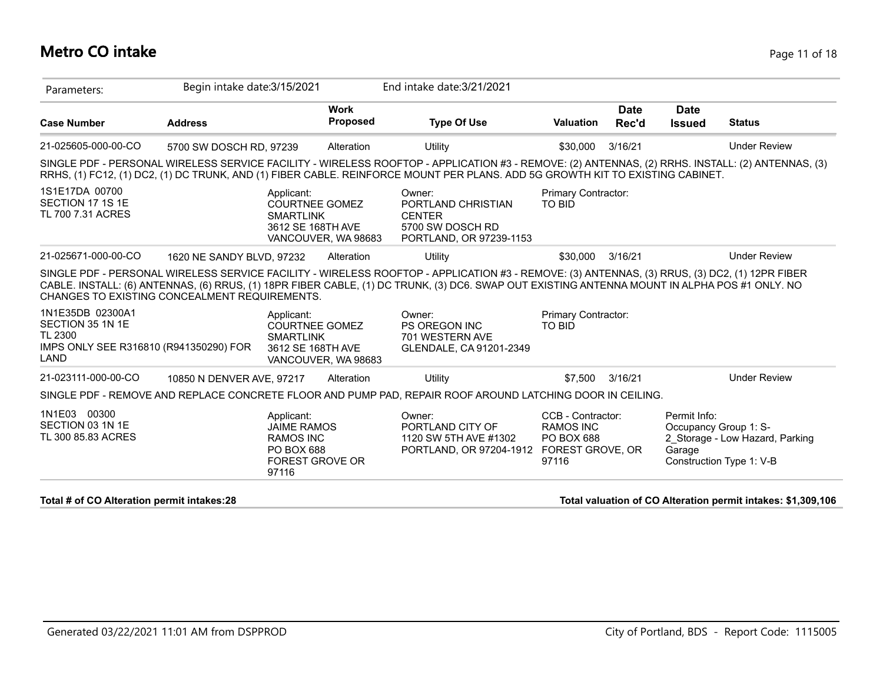# Metro CO intake

Parameters: Begin intake date:3/15/2021 End intake date:3/21/2021

| Case Number | Address | Work Proposed | Type Of Use | Valuation | Date Rec'd | Date Issued | Status |
|---|---|---|---|---|---|---|---|
| 21-025605-000-00-CO | 5700 SW DOSCH RD, 97239 | Alteration | Utility | $30,000 | 3/16/21 | | Under Review |

SINGLE PDF - PERSONAL WIRELESS SERVICE FACILITY - WIRELESS ROOFTOP - APPLICATION #3 - REMOVE: (2) ANTENNAS, (2) RRHS. INSTALL: (2) ANTENNAS, (3) RRHS, (1) FC12, (1) DC2, (1) DC TRUNK, AND (1) FIBER CABLE. REINFORCE MOUNT PER PLANS. ADD 5G GROWTH KIT TO EXISTING CABINET.

1S1E17DA 00700
SECTION 17 1S 1E
TL 700 7.31 ACRES

Applicant:
COURTNEE GOMEZ
SMARTLINK
3612 SE 168TH AVE
VANCOUVER, WA 98683

Owner:
PORTLAND CHRISTIAN CENTER
5700 SW DOSCH RD
PORTLAND, OR 97239-1153

Primary Contractor:
TO BID

| Case Number | Address | Work Proposed | Type Of Use | Valuation | Date Rec'd | Date Issued | Status |
|---|---|---|---|---|---|---|---|
| 21-025671-000-00-CO | 1620 NE SANDY BLVD, 97232 | Alteration | Utility | $30,000 | 3/16/21 | | Under Review |

SINGLE PDF - PERSONAL WIRELESS SERVICE FACILITY - WIRELESS ROOFTOP - APPLICATION #3 - REMOVE: (3) ANTENNAS, (3) RRUS, (3) DC2, (1) 12PR FIBER CABLE. INSTALL: (6) ANTENNAS, (6) RRUS, (1) 18PR FIBER CABLE, (1) DC TRUNK, (3) DC6. SWAP OUT EXISTING ANTENNA MOUNT IN ALPHA POS #1 ONLY. NO CHANGES TO EXISTING CONCEALMENT REQUIREMENTS.

1N1E35DB 02300A1
SECTION 35 1N 1E
TL 2300
IMPS ONLY SEE R316810 (R941350290) FOR LAND

Applicant:
COURTNEE GOMEZ
SMARTLINK
3612 SE 168TH AVE
VANCOUVER, WA 98683

Owner:
PS OREGON INC
701 WESTERN AVE
GLENDALE, CA 91201-2349

Primary Contractor:
TO BID

| Case Number | Address | Work Proposed | Type Of Use | Valuation | Date Rec'd | Date Issued | Status |
|---|---|---|---|---|---|---|---|
| 21-023111-000-00-CO | 10850 N DENVER AVE, 97217 | Alteration | Utility | $7,500 | 3/16/21 | | Under Review |

SINGLE PDF - REMOVE AND REPLACE CONCRETE FLOOR AND PUMP PAD, REPAIR ROOF AROUND LATCHING DOOR IN CEILING.

1N1E03 00300
SECTION 03 1N 1E
TL 300 85.83 ACRES

Applicant:
JAIME RAMOS
RAMOS INC
PO BOX 688
FOREST GROVE OR 97116

Owner:
PORTLAND CITY OF
1120 SW 5TH AVE #1302
PORTLAND, OR 97204-1912

CCB - Contractor:
RAMOS INC
PO BOX 688
FOREST GROVE, OR 97116

Permit Info:
Occupancy Group 1: S-2_Storage - Low Hazard, Parking Garage
Construction Type 1: V-B

**Total # of CO Alteration permit intakes:28**

**Total valuation of CO Alteration permit intakes: $1,309,106**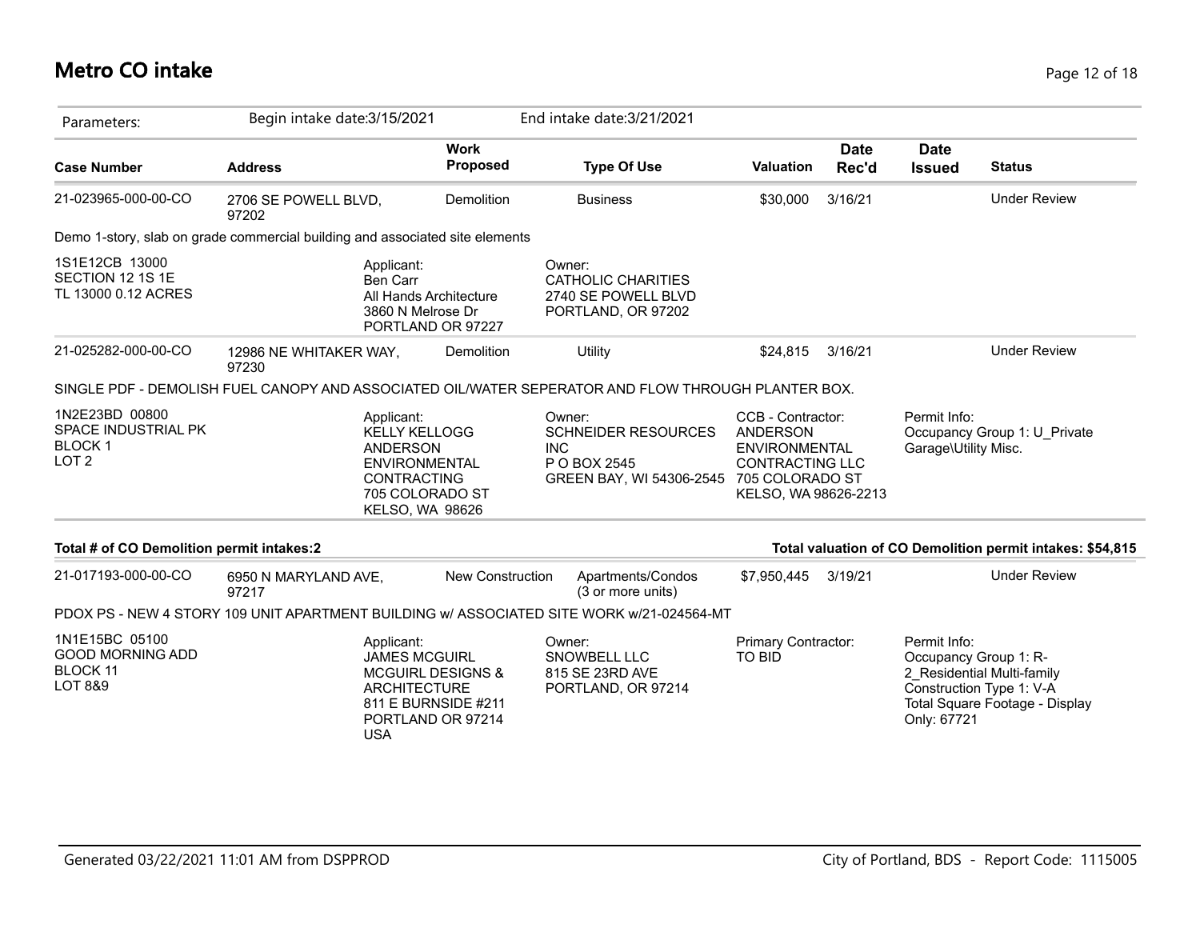# Metro CO intake

| Parameters: | Begin intake date:3/15/2021 | | End intake date:3/21/2021 | | | | |
|---|---|---|---|---|---|---|---|
| **Case Number** | **Address** | **Work Proposed** | **Type Of Use** | **Valuation** | **Date Rec'd** | **Date Issued** | **Status** |
| 21-023965-000-00-CO | 2706 SE POWELL BLVD, 97202 | Demolition | Business | $30,000 | 3/16/21 | | Under Review |

Demo 1-story, slab on grade commercial building and associated site elements

1S1E12CB 13000
SECTION 12 1S 1E
TL 13000 0.12 ACRES

Applicant:
Ben Carr
All Hands Architecture
3860 N Melrose Dr
PORTLAND OR 97227

Owner:
CATHOLIC CHARITIES
2740 SE POWELL BLVD
PORTLAND, OR 97202

| Case Number | Address | Work Proposed | Type Of Use | Valuation | Date Rec'd | Date Issued | Status |
|---|---|---|---|---|---|---|---|
| 21-025282-000-00-CO | 12986 NE WHITAKER WAY, 97230 | Demolition | Utility | $24,815 | 3/16/21 | | Under Review |

SINGLE PDF - DEMOLISH FUEL CANOPY AND ASSOCIATED OIL/WATER SEPERATOR AND FLOW THROUGH PLANTER BOX.

1N2E23BD 00800
SPACE INDUSTRIAL PK
BLOCK 1
LOT 2

Applicant:
KELLY KELLOGG
ANDERSON
ENVIRONMENTAL
CONTRACTING
705 COLORADO ST
KELSO, WA 98626

Owner:
SCHNEIDER RESOURCES
INC
P O BOX 2545
GREEN BAY, WI 54306-2545

CCB - Contractor:
ANDERSON
ENVIRONMENTAL
CONTRACTING LLC
705 COLORADO ST
KELSO, WA 98626-2213

Permit Info:
Occupancy Group 1: U_Private Garage\Utility Misc.

**Total # of CO Demolition permit intakes:2**

**Total valuation of CO Demolition permit intakes: $54,815**

| Case Number | Address | Work Proposed | Type Of Use | Valuation | Date Rec'd | Date Issued | Status |
|---|---|---|---|---|---|---|---|
| 21-017193-000-00-CO | 6950 N MARYLAND AVE, 97217 | New Construction | Apartments/Condos (3 or more units) | $7,950,445 | 3/19/21 | | Under Review |

PDOX PS - NEW 4 STORY 109 UNIT APARTMENT BUILDING w/ ASSOCIATED SITE WORK w/21-024564-MT

1N1E15BC 05100
GOOD MORNING ADD
BLOCK 11
LOT 8&9

Applicant:
JAMES MCGUIRL
MCGUIRL DESIGNS &
ARCHITECTURE
811 E BURNSIDE #211
PORTLAND OR 97214
USA

Owner:
SNOWBELL LLC
815 SE 23RD AVE
PORTLAND, OR 97214

Primary Contractor:
TO BID

Permit Info:
Occupancy Group 1: R-2_Residential Multi-family
Construction Type 1: V-A
Total Square Footage - Display Only: 67721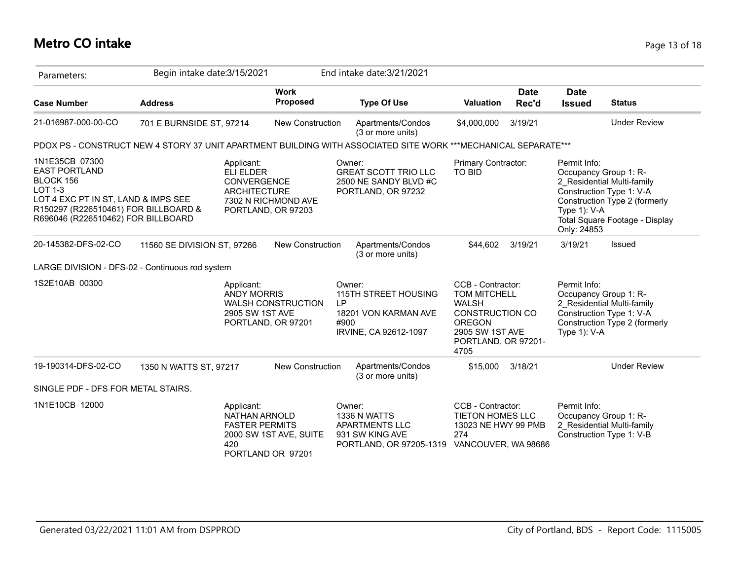# Metro CO intake

| Parameters: | Begin intake date:3/15/2021 | | End intake date:3/21/2021 | | | | |
|---|---|---|---|---|---|---|---|
| **Case Number** | **Address** | **Work Proposed** | **Type Of Use** | **Valuation** | **Date Rec'd** | **Date Issued** | **Status** |
| 21-016987-000-00-CO | 701 E BURNSIDE ST, 97214 | New Construction | Apartments/Condos (3 or more units) | $4,000,000 | 3/19/21 | | Under Review |
| PDOX PS - CONSTRUCT NEW 4 STORY 37 UNIT APARTMENT BUILDING WITH ASSOCIATED SITE WORK ***MECHANICAL SEPARATE*** | | | | | | | |
| 1N1E35CB 07300 EAST PORTLAND BLOCK 156 LOT 1-3 LOT 4 EXC PT IN ST, LAND & IMPS SEE R150297 (R226510461) FOR BILLBOARD & R696046 (R226510462) FOR BILLBOARD | Applicant: ELI ELDER CONVERGENCE ARCHITECTURE 7302 N RICHMOND AVE PORTLAND, OR 97203 | | Owner: GREAT SCOTT TRIO LLC 2500 NE SANDY BLVD #C PORTLAND, OR 97232 | Primary Contractor: TO BID | | Permit Info: Occupancy Group 1: R-2_Residential Multi-family Construction Type 1: V-A Construction Type 2 (formerly Type 1): V-A Total Square Footage - Display Only: 24853 | |
| 20-145382-DFS-02-CO | 11560 SE DIVISION ST, 97266 | New Construction | Apartments/Condos (3 or more units) | $44,602 | 3/19/21 | 3/19/21 | Issued |
| LARGE DIVISION - DFS-02 - Continuous rod system | | | | | | | |
| 1S2E10AB 00300 | Applicant: ANDY MORRIS WALSH CONSTRUCTION 2905 SW 1ST AVE PORTLAND, OR 97201 | | Owner: 115TH STREET HOUSING LP 18201 VON KARMAN AVE #900 IRVINE, CA 92612-1097 | CCB - Contractor: TOM MITCHELL WALSH CONSTRUCTION CO OREGON 2905 SW 1ST AVE PORTLAND, OR 97201-4705 | | Permit Info: Occupancy Group 1: R-2_Residential Multi-family Construction Type 1: V-A Construction Type 2 (formerly Type 1): V-A | |
| 19-190314-DFS-02-CO | 1350 N WATTS ST, 97217 | New Construction | Apartments/Condos (3 or more units) | $15,000 | 3/18/21 | | Under Review |
| SINGLE PDF - DFS FOR METAL STAIRS. | | | | | | | |
| 1N1E10CB 12000 | Applicant: NATHAN ARNOLD FASTER PERMITS 2000 SW 1ST AVE, SUITE 420 PORTLAND OR 97201 | | Owner: 1336 N WATTS APARTMENTS LLC 931 SW KING AVE PORTLAND, OR 97205-1319 | CCB - Contractor: TIETON HOMES LLC 13023 NE HWY 99 PMB 274 VANCOUVER, WA 98686 | | Permit Info: Occupancy Group 1: R-2_Residential Multi-family Construction Type 1: V-B | |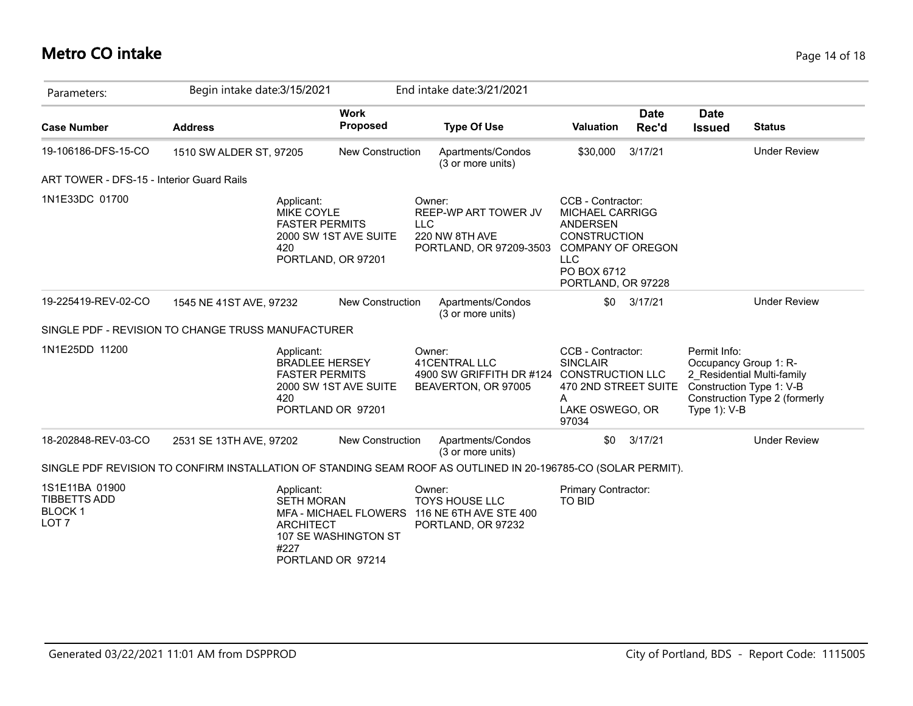# Metro CO intake

Parameters: Begin intake date:3/15/2021 End intake date:3/21/2021

| Case Number | Address | Work Proposed | Type Of Use | Valuation | Date Rec'd | Date Issued | Status |
|---|---|---|---|---|---|---|---|
| 19-106186-DFS-15-CO | 1510 SW ALDER ST, 97205 | New Construction | Apartments/Condos (3 or more units) | $30,000 | 3/17/21 | | Under Review |

ART TOWER - DFS-15 - Interior Guard Rails

1N1E33DC 01700

Applicant:
MIKE COYLE
FASTER PERMITS
2000 SW 1ST AVE SUITE 420
PORTLAND, OR 97201

Owner:
REEP-WP ART TOWER JV LLC
220 NW 8TH AVE
PORTLAND, OR 97209-3503

CCB - Contractor:
MICHAEL CARRIGG ANDERSEN CONSTRUCTION COMPANY OF OREGON LLC
PO BOX 6712
PORTLAND, OR 97228

| Case Number | Address | Work Proposed | Type Of Use | Valuation | Date Rec'd | Date Issued | Status |
|---|---|---|---|---|---|---|---|
| 19-225419-REV-02-CO | 1545 NE 41ST AVE, 97232 | New Construction | Apartments/Condos (3 or more units) | $0 | 3/17/21 | | Under Review |

SINGLE PDF - REVISION TO CHANGE TRUSS MANUFACTURER

1N1E25DD 11200

Applicant:
BRADLEE HERSEY
FASTER PERMITS
2000 SW 1ST AVE SUITE 420
PORTLAND OR 97201

Owner:
41CENTRAL LLC
4900 SW GRIFFITH DR #124
BEAVERTON, OR 97005

CCB - Contractor:
SINCLAIR CONSTRUCTION LLC
470 2ND STREET SUITE A
LAKE OSWEGO, OR 97034

Permit Info:
Occupancy Group 1: R-2_Residential Multi-family
Construction Type 1: V-B
Construction Type 2 (formerly Type 1): V-B

| Case Number | Address | Work Proposed | Type Of Use | Valuation | Date Rec'd | Date Issued | Status |
|---|---|---|---|---|---|---|---|
| 18-202848-REV-03-CO | 2531 SE 13TH AVE, 97202 | New Construction | Apartments/Condos (3 or more units) | $0 | 3/17/21 | | Under Review |

SINGLE PDF REVISION TO CONFIRM INSTALLATION OF STANDING SEAM ROOF AS OUTLINED IN 20-196785-CO (SOLAR PERMIT).

1S1E11BA 01900
TIBBETTS ADD
BLOCK 1
LOT 7

Applicant:
SETH MORAN
MFA - MICHAEL FLOWERS ARCHITECT
107 SE WASHINGTON ST #227
PORTLAND OR 97214

Owner:
TOYS HOUSE LLC
116 NE 6TH AVE STE 400
PORTLAND, OR 97232

Primary Contractor:
TO BID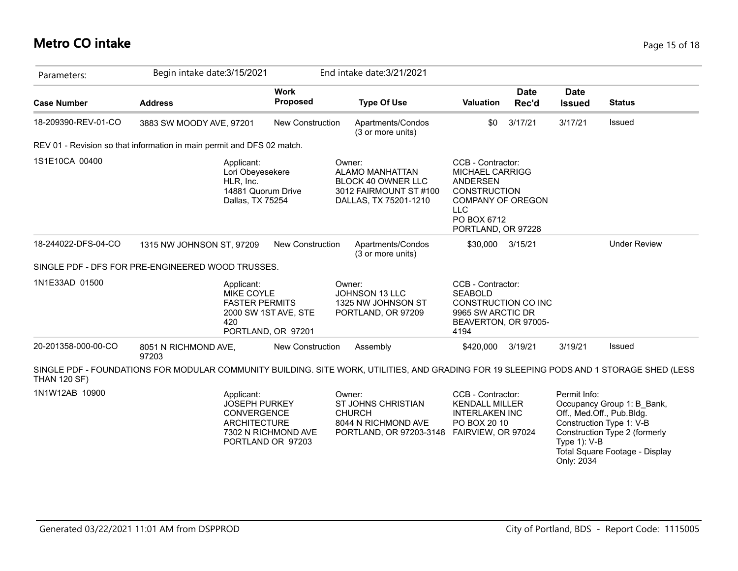# Metro CO intake

Parameters: Begin intake date:3/15/2021 End intake date:3/21/2021

| Case Number | Address | Work Proposed | Type Of Use | Valuation | Date Rec'd | Date Issued | Status |
|---|---|---|---|---|---|---|---|
| 18-209390-REV-01-CO | 3883 SW MOODY AVE, 97201 | New Construction | Apartments/Condos (3 or more units) | $0 | 3/17/21 | 3/17/21 | Issued |

REV 01 - Revision so that information in main permit and DFS 02 match.

1S1E10CA 00400

Applicant:
Lori Obeyesekere
HLR, Inc.
14881 Quorum Drive
Dallas, TX 75254

Owner:
ALAMO MANHATTAN
BLOCK 40 OWNER LLC
3012 FAIRMOUNT ST #100
DALLAS, TX 75201-1210

CCB - Contractor:
MICHAEL CARRIGG
ANDERSEN
CONSTRUCTION
COMPANY OF OREGON
LLC
PO BOX 6712
PORTLAND, OR 97228

| Case Number | Address | Work Proposed | Type Of Use | Valuation | Date Rec'd | Date Issued | Status |
|---|---|---|---|---|---|---|---|
| 18-244022-DFS-04-CO | 1315 NW JOHNSON ST, 97209 | New Construction | Apartments/Condos (3 or more units) | $30,000 | 3/15/21 | | Under Review |

SINGLE PDF - DFS FOR PRE-ENGINEERED WOOD TRUSSES.

1N1E33AD 01500

Applicant:
MIKE COYLE
FASTER PERMITS
2000 SW 1ST AVE, STE
420
PORTLAND, OR 97201

Owner:
JOHNSON 13 LLC
1325 NW JOHNSON ST
PORTLAND, OR 97209

CCB - Contractor:
SEABOLD
CONSTRUCTION CO INC
9965 SW ARCTIC DR
BEAVERTON, OR 97005-
4194

| Case Number | Address | Work Proposed | Type Of Use | Valuation | Date Rec'd | Date Issued | Status |
|---|---|---|---|---|---|---|---|
| 20-201358-000-00-CO | 8051 N RICHMOND AVE, 97203 | New Construction | Assembly | $420,000 | 3/19/21 | 3/19/21 | Issued |

SINGLE PDF - FOUNDATIONS FOR MODULAR COMMUNITY BUILDING. SITE WORK, UTILITIES, AND GRADING FOR 19 SLEEPING PODS AND 1 STORAGE SHED (LESS THAN 120 SF)

1N1W12AB 10900

Applicant:
JOSEPH PURKEY
CONVERGENCE
ARCHITECTURE
7302 N RICHMOND AVE
PORTLAND OR 97203

Owner:
ST JOHNS CHRISTIAN
CHURCH
8044 N RICHMOND AVE
PORTLAND, OR 97203-3148

CCB - Contractor:
KENDALL MILLER
INTERLAKEN INC
PO BOX 20 10
FAIRVIEW, OR 97024

Permit Info:
Occupancy Group 1: B_Bank, Off., Med.Off., Pub.Bldg.
Construction Type 1: V-B
Construction Type 2 (formerly Type 1): V-B
Total Square Footage - Display Only: 2034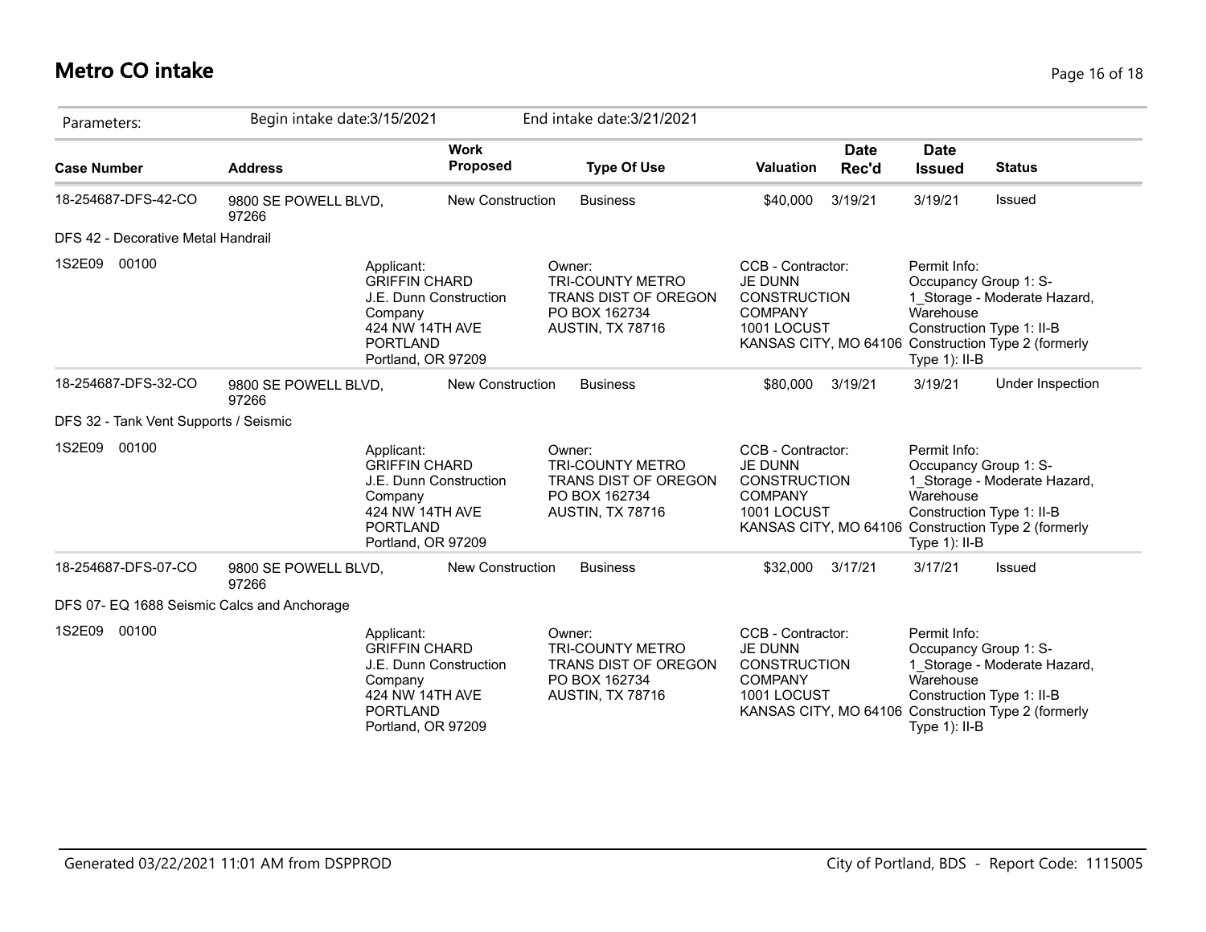# Metro CO intake

| Parameters: | Begin intake date:3/15/2021 | | End intake date:3/21/2021 | | | | |
|---|---|---|---|---|---|---|---|
| **Case Number** | **Address** | **Work Proposed** | **Type Of Use** | **Valuation** | **Date Rec'd** | **Date Issued** | **Status** |
| 18-254687-DFS-42-CO | 9800 SE POWELL BLVD, 97266 | New Construction | Business | $40,000 | 3/19/21 | 3/19/21 | Issued |
| DFS 42 - Decorative Metal Handrail | | | | | | | |
| 1S2E09 00100 | Applicant: GRIFFIN CHARD J.E. Dunn Construction Company 424 NW 14TH AVE PORTLAND Portland, OR 97209 | | Owner: TRI-COUNTY METRO TRANS DIST OF OREGON PO BOX 162734 AUSTIN, TX 78716 | CCB - Contractor: JE DUNN CONSTRUCTION COMPANY 1001 LOCUST KANSAS CITY, MO 64106 | | Permit Info: Occupancy Group 1: S-1_Storage - Moderate Hazard, Warehouse Construction Type 1: II-B Construction Type 2 (formerly Type 1): II-B | |
| 18-254687-DFS-32-CO | 9800 SE POWELL BLVD, 97266 | New Construction | Business | $80,000 | 3/19/21 | 3/19/21 | Under Inspection |
| DFS 32 - Tank Vent Supports / Seismic | | | | | | | |
| 1S2E09 00100 | Applicant: GRIFFIN CHARD J.E. Dunn Construction Company 424 NW 14TH AVE PORTLAND Portland, OR 97209 | | Owner: TRI-COUNTY METRO TRANS DIST OF OREGON PO BOX 162734 AUSTIN, TX 78716 | CCB - Contractor: JE DUNN CONSTRUCTION COMPANY 1001 LOCUST KANSAS CITY, MO 64106 | | Permit Info: Occupancy Group 1: S-1_Storage - Moderate Hazard, Warehouse Construction Type 1: II-B Construction Type 2 (formerly Type 1): II-B | |
| 18-254687-DFS-07-CO | 9800 SE POWELL BLVD, 97266 | New Construction | Business | $32,000 | 3/17/21 | 3/17/21 | Issued |
| DFS 07- EQ 1688 Seismic Calcs and Anchorage | | | | | | | |
| 1S2E09 00100 | Applicant: GRIFFIN CHARD J.E. Dunn Construction Company 424 NW 14TH AVE PORTLAND Portland, OR 97209 | | Owner: TRI-COUNTY METRO TRANS DIST OF OREGON PO BOX 162734 AUSTIN, TX 78716 | CCB - Contractor: JE DUNN CONSTRUCTION COMPANY 1001 LOCUST KANSAS CITY, MO 64106 | | Permit Info: Occupancy Group 1: S-1_Storage - Moderate Hazard, Warehouse Construction Type 1: II-B Construction Type 2 (formerly Type 1): II-B | |

Generated 03/22/2021 11:01 AM from DSPPROD

City of Portland, BDS - Report Code: 1115005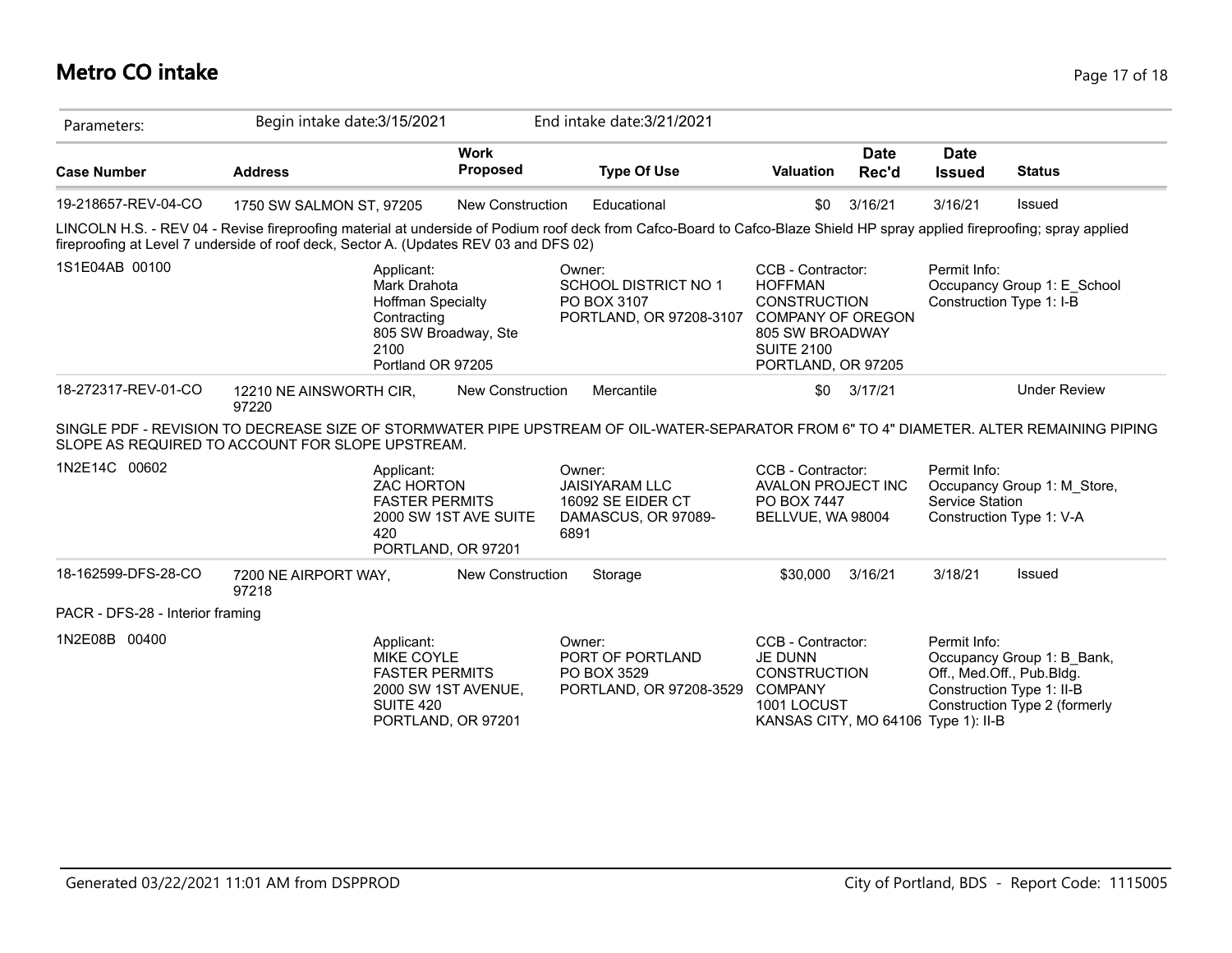# Metro CO intake

Parameters: Begin intake date:3/15/2021 End intake date:3/21/2021

| Case Number | Address | Work Proposed | Type Of Use | Valuation | Date Rec'd | Date Issued | Status |
|---|---|---|---|---|---|---|---|
| 19-218657-REV-04-CO | 1750 SW SALMON ST, 97205 | New Construction | Educational | $0 | 3/16/21 | 3/16/21 | Issued |

LINCOLN H.S. - REV 04 - Revise fireproofing material at underside of Podium roof deck from Cafco-Board to Cafco-Blaze Shield HP spray applied fireproofing; spray applied fireproofing at Level 7 underside of roof deck, Sector A. (Updates REV 03 and DFS 02)

1S1E04AB 00100

- Applicant: Mark Drahota, Hoffman Specialty Contracting, 805 SW Broadway, Ste 2100, Portland OR 97205
- Owner: SCHOOL DISTRICT NO 1, PO BOX 3107, PORTLAND, OR 97208-3107
- CCB - Contractor: HOFFMAN CONSTRUCTION COMPANY OF OREGON, 805 SW BROADWAY SUITE 2100, PORTLAND, OR 97205
- Permit Info: Occupancy Group 1: E_School; Construction Type 1: I-B

| Case Number | Address | Work Proposed | Type Of Use | Valuation | Date Rec'd | Date Issued | Status |
|---|---|---|---|---|---|---|---|
| 18-272317-REV-01-CO | 12210 NE AINSWORTH CIR, 97220 | New Construction | Mercantile | $0 | 3/17/21 | | Under Review |

SINGLE PDF - REVISION TO DECREASE SIZE OF STORMWATER PIPE UPSTREAM OF OIL-WATER-SEPARATOR FROM 6" TO 4" DIAMETER. ALTER REMAINING PIPING SLOPE AS REQUIRED TO ACCOUNT FOR SLOPE UPSTREAM.

1N2E14C 00602

- Applicant: ZAC HORTON, FASTER PERMITS, 2000 SW 1ST AVE SUITE 420, PORTLAND, OR 97201
- Owner: JAISIYARAM LLC, 16092 SE EIDER CT, DAMASCUS, OR 97089-6891
- CCB - Contractor: AVALON PROJECT INC, PO BOX 7447, BELLVUE, WA 98004
- Permit Info: Occupancy Group 1: M_Store, Service Station; Construction Type 1: V-A

| Case Number | Address | Work Proposed | Type Of Use | Valuation | Date Rec'd | Date Issued | Status |
|---|---|---|---|---|---|---|---|
| 18-162599-DFS-28-CO | 7200 NE AIRPORT WAY, 97218 | New Construction | Storage | $30,000 | 3/16/21 | 3/18/21 | Issued |

PACR - DFS-28 - Interior framing

1N2E08B 00400

- Applicant: MIKE COYLE, FASTER PERMITS, 2000 SW 1ST AVENUE, SUITE 420, PORTLAND, OR 97201
- Owner: PORT OF PORTLAND, PO BOX 3529, PORTLAND, OR 97208-3529
- CCB - Contractor: JE DUNN CONSTRUCTION COMPANY, 1001 LOCUST, KANSAS CITY, MO 64106
- Permit Info: Occupancy Group 1: B_Bank, Off., Med.Off., Pub.Bldg.; Construction Type 1: II-B; Construction Type 2 (formerly Type 1): II-B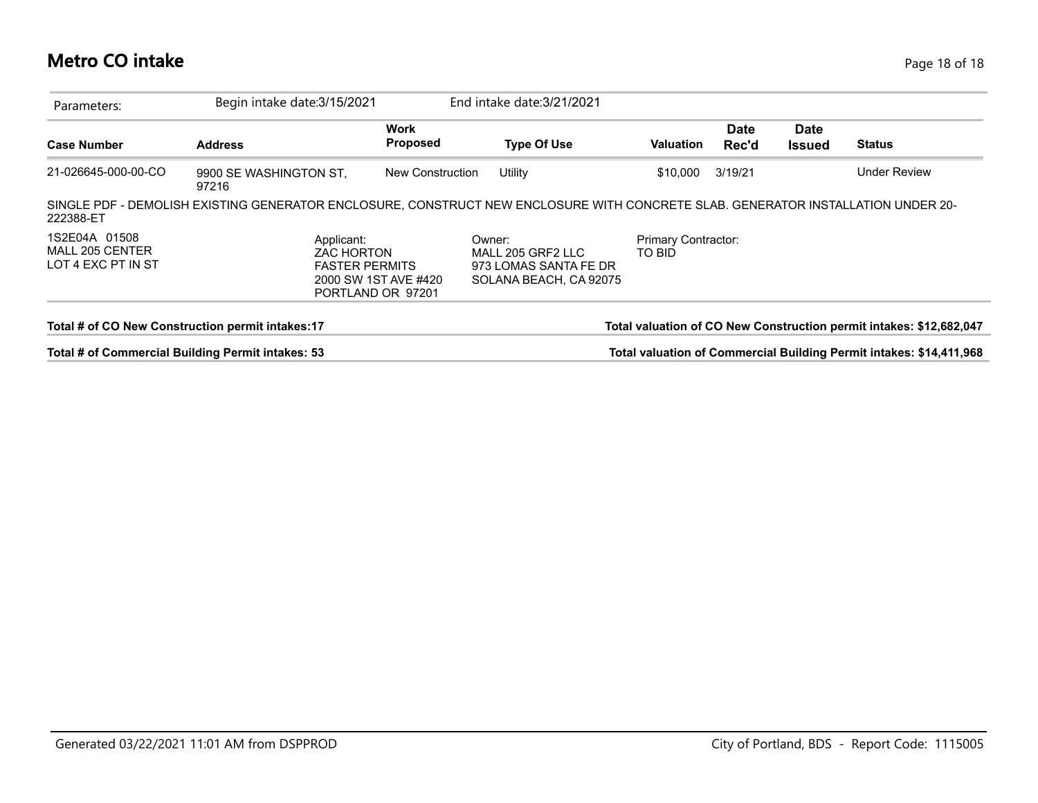# Metro CO intake

| Parameters: | Begin intake date:3/15/2021 | | End intake date:3/21/2021 | | | | |
|---|---|---|---|---|---|---|---|
| **Case Number** | **Address** | **Work Proposed** | **Type Of Use** | **Valuation** | **Date Rec'd** | **Date Issued** | **Status** |
| 21-026645-000-00-CO | 9900 SE WASHINGTON ST, 97216 | New Construction | Utility | $10,000 | 3/19/21 | | Under Review |

SINGLE PDF - DEMOLISH EXISTING GENERATOR ENCLOSURE, CONSTRUCT NEW ENCLOSURE WITH CONCRETE SLAB. GENERATOR INSTALLATION UNDER 20-222388-ET

| | | | |
|---|---|---|---|
| 1S2E04A 01508<br>MALL 205 CENTER<br>LOT 4 EXC PT IN ST | Applicant:<br>ZAC HORTON<br>FASTER PERMITS<br>2000 SW 1ST AVE #420<br>PORTLAND OR 97201 | Owner:<br>MALL 205 GRF2 LLC<br>973 LOMAS SANTA FE DR<br>SOLANA BEACH, CA 92075 | Primary Contractor:<br>TO BID |

**Total # of CO New Construction permit intakes:17**

**Total valuation of CO New Construction permit intakes: $12,682,047**

**Total # of Commercial Building Permit intakes: 53**

**Total valuation of Commercial Building Permit intakes: $14,411,968**

Generated 03/22/2021 11:01 AM from DSPPROD

City of Portland, BDS - Report Code: 1115005